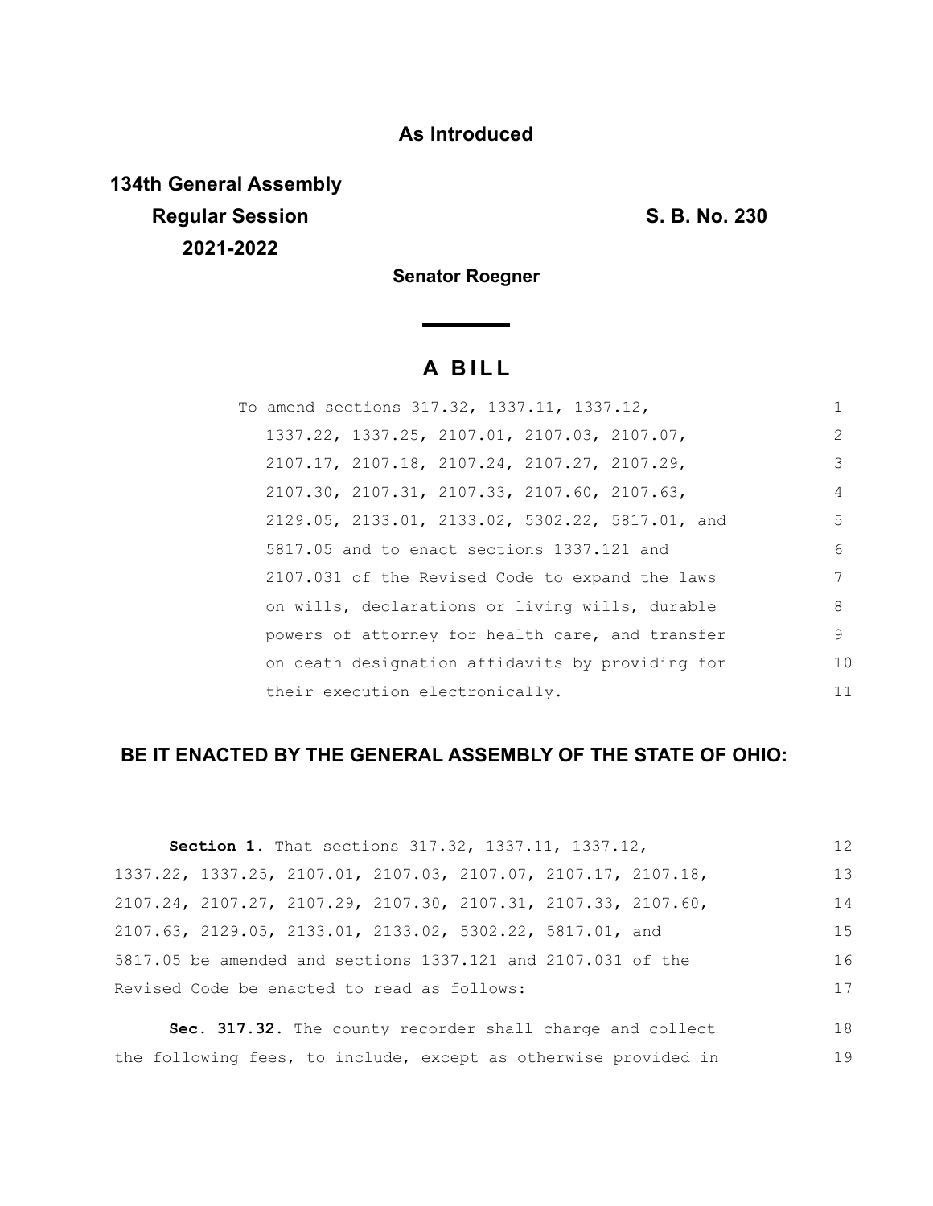**As Introduced**

**134th General Assembly**
**Regular Session**
**2021-2022**

**S. B. No. 230**

**Senator Roegner**

# A BILL

To amend sections 317.32, 1337.11, 1337.12, 1337.22, 1337.25, 2107.01, 2107.03, 2107.07, 2107.17, 2107.18, 2107.24, 2107.27, 2107.29, 2107.30, 2107.31, 2107.33, 2107.60, 2107.63, 2129.05, 2133.01, 2133.02, 5302.22, 5817.01, and 5817.05 and to enact sections 1337.121 and 2107.031 of the Revised Code to expand the laws on wills, declarations or living wills, durable powers of attorney for health care, and transfer on death designation affidavits by providing for their execution electronically.

## BE IT ENACTED BY THE GENERAL ASSEMBLY OF THE STATE OF OHIO:

**Section 1.** That sections 317.32, 1337.11, 1337.12, 1337.22, 1337.25, 2107.01, 2107.03, 2107.07, 2107.17, 2107.18, 2107.24, 2107.27, 2107.29, 2107.30, 2107.31, 2107.33, 2107.60, 2107.63, 2129.05, 2133.01, 2133.02, 5302.22, 5817.01, and 5817.05 be amended and sections 1337.121 and 2107.031 of the Revised Code be enacted to read as follows:

**Sec. 317.32.** The county recorder shall charge and collect the following fees, to include, except as otherwise provided in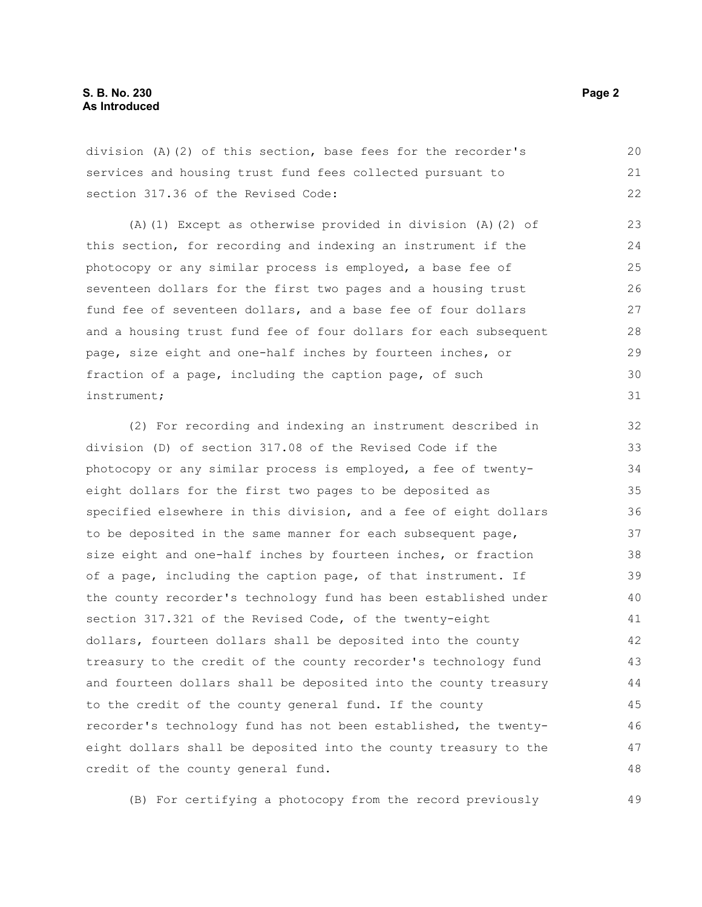division (A)(2) of this section, base fees for the recorder's services and housing trust fund fees collected pursuant to section 317.36 of the Revised Code:

(A)(1) Except as otherwise provided in division (A)(2) of this section, for recording and indexing an instrument if the photocopy or any similar process is employed, a base fee of seventeen dollars for the first two pages and a housing trust fund fee of seventeen dollars, and a base fee of four dollars and a housing trust fund fee of four dollars for each subsequent page, size eight and one-half inches by fourteen inches, or fraction of a page, including the caption page, of such instrument;

(2) For recording and indexing an instrument described in division (D) of section 317.08 of the Revised Code if the photocopy or any similar process is employed, a fee of twenty-eight dollars for the first two pages to be deposited as specified elsewhere in this division, and a fee of eight dollars to be deposited in the same manner for each subsequent page, size eight and one-half inches by fourteen inches, or fraction of a page, including the caption page, of that instrument. If the county recorder's technology fund has been established under section 317.321 of the Revised Code, of the twenty-eight dollars, fourteen dollars shall be deposited into the county treasury to the credit of the county recorder's technology fund and fourteen dollars shall be deposited into the county treasury to the credit of the county general fund. If the county recorder's technology fund has not been established, the twenty-eight dollars shall be deposited into the county treasury to the credit of the county general fund.

(B) For certifying a photocopy from the record previously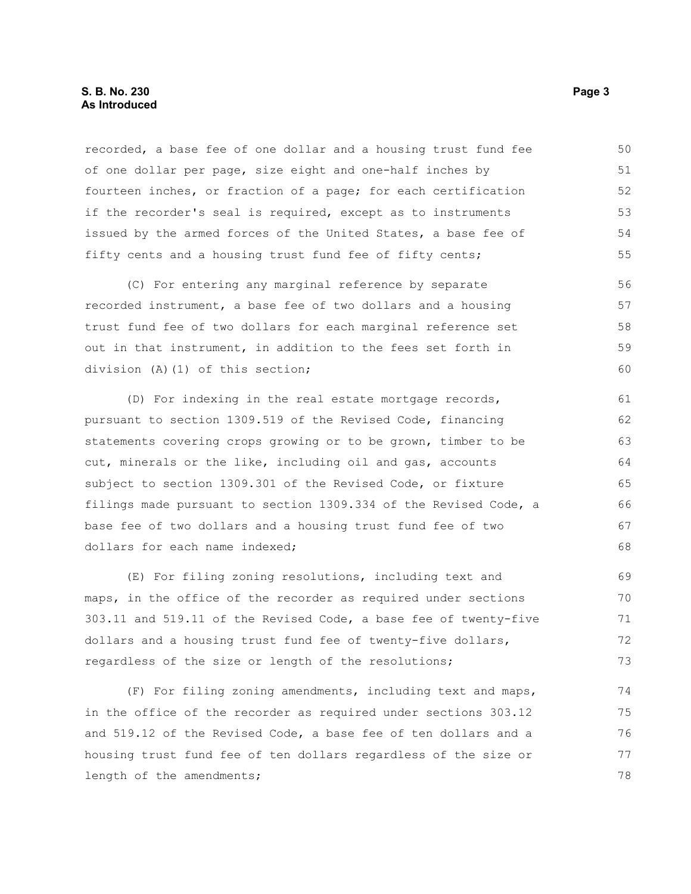recorded, a base fee of one dollar and a housing trust fund fee of one dollar per page, size eight and one-half inches by fourteen inches, or fraction of a page; for each certification if the recorder's seal is required, except as to instruments issued by the armed forces of the United States, a base fee of fifty cents and a housing trust fund fee of fifty cents;

(C) For entering any marginal reference by separate recorded instrument, a base fee of two dollars and a housing trust fund fee of two dollars for each marginal reference set out in that instrument, in addition to the fees set forth in division (A)(1) of this section;

(D) For indexing in the real estate mortgage records, pursuant to section 1309.519 of the Revised Code, financing statements covering crops growing or to be grown, timber to be cut, minerals or the like, including oil and gas, accounts subject to section 1309.301 of the Revised Code, or fixture filings made pursuant to section 1309.334 of the Revised Code, a base fee of two dollars and a housing trust fund fee of two dollars for each name indexed;

(E) For filing zoning resolutions, including text and maps, in the office of the recorder as required under sections 303.11 and 519.11 of the Revised Code, a base fee of twenty-five dollars and a housing trust fund fee of twenty-five dollars, regardless of the size or length of the resolutions;

(F) For filing zoning amendments, including text and maps, in the office of the recorder as required under sections 303.12 and 519.12 of the Revised Code, a base fee of ten dollars and a housing trust fund fee of ten dollars regardless of the size or length of the amendments;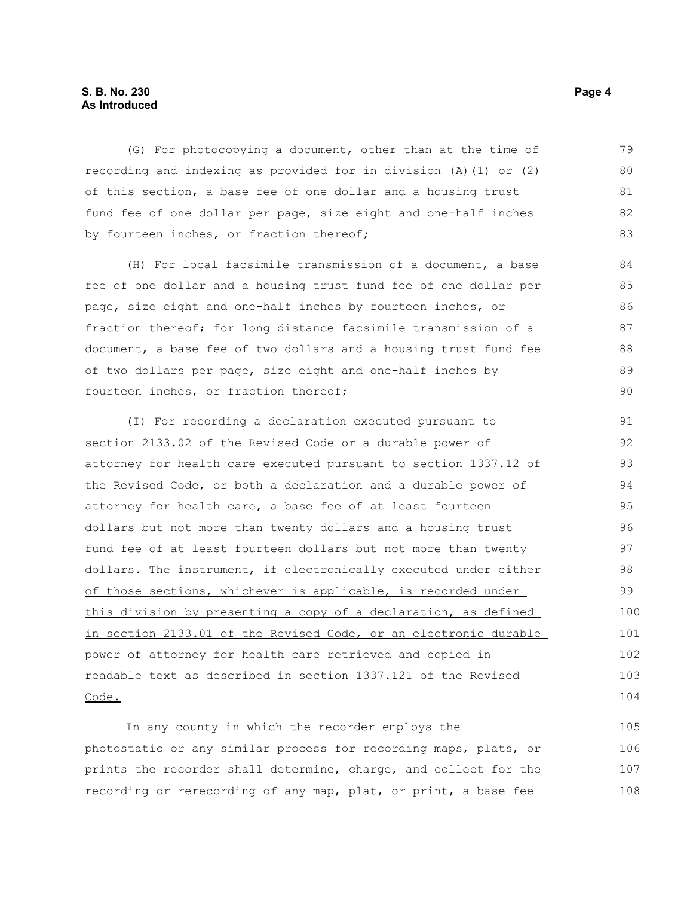(G) For photocopying a document, other than at the time of recording and indexing as provided for in division (A)(1) or (2) of this section, a base fee of one dollar and a housing trust fund fee of one dollar per page, size eight and one-half inches by fourteen inches, or fraction thereof;

(H) For local facsimile transmission of a document, a base fee of one dollar and a housing trust fund fee of one dollar per page, size eight and one-half inches by fourteen inches, or fraction thereof; for long distance facsimile transmission of a document, a base fee of two dollars and a housing trust fund fee of two dollars per page, size eight and one-half inches by fourteen inches, or fraction thereof;

(I) For recording a declaration executed pursuant to section 2133.02 of the Revised Code or a durable power of attorney for health care executed pursuant to section 1337.12 of the Revised Code, or both a declaration and a durable power of attorney for health care, a base fee of at least fourteen dollars but not more than twenty dollars and a housing trust fund fee of at least fourteen dollars but not more than twenty dollars. <u>The instrument, if electronically executed under either of those sections, whichever is applicable, is recorded under this division by presenting a copy of a declaration, as defined in section 2133.01 of the Revised Code, or an electronic durable power of attorney for health care retrieved and copied in readable text as described in section 1337.121 of the Revised Code.</u>

In any county in which the recorder employs the photostatic or any similar process for recording maps, plats, or prints the recorder shall determine, charge, and collect for the recording or rerecording of any map, plat, or print, a base fee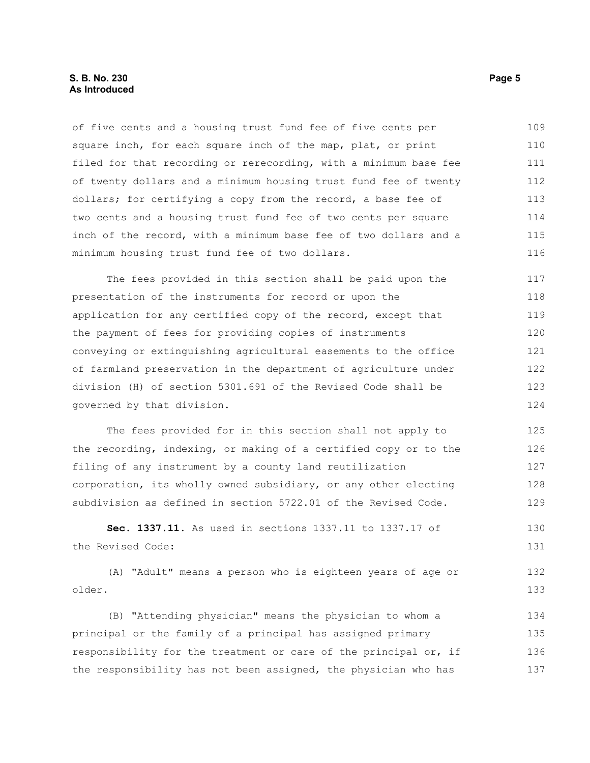of five cents and a housing trust fund fee of five cents per square inch, for each square inch of the map, plat, or print filed for that recording or rerecording, with a minimum base fee of twenty dollars and a minimum housing trust fund fee of twenty dollars; for certifying a copy from the record, a base fee of two cents and a housing trust fund fee of two cents per square inch of the record, with a minimum base fee of two dollars and a minimum housing trust fund fee of two dollars.

The fees provided in this section shall be paid upon the presentation of the instruments for record or upon the application for any certified copy of the record, except that the payment of fees for providing copies of instruments conveying or extinguishing agricultural easements to the office of farmland preservation in the department of agriculture under division (H) of section 5301.691 of the Revised Code shall be governed by that division.

The fees provided for in this section shall not apply to the recording, indexing, or making of a certified copy or to the filing of any instrument by a county land reutilization corporation, its wholly owned subsidiary, or any other electing subdivision as defined in section 5722.01 of the Revised Code.

**Sec. 1337.11.** As used in sections 1337.11 to 1337.17 of the Revised Code:

(A) "Adult" means a person who is eighteen years of age or older.

(B) "Attending physician" means the physician to whom a principal or the family of a principal has assigned primary responsibility for the treatment or care of the principal or, if the responsibility has not been assigned, the physician who has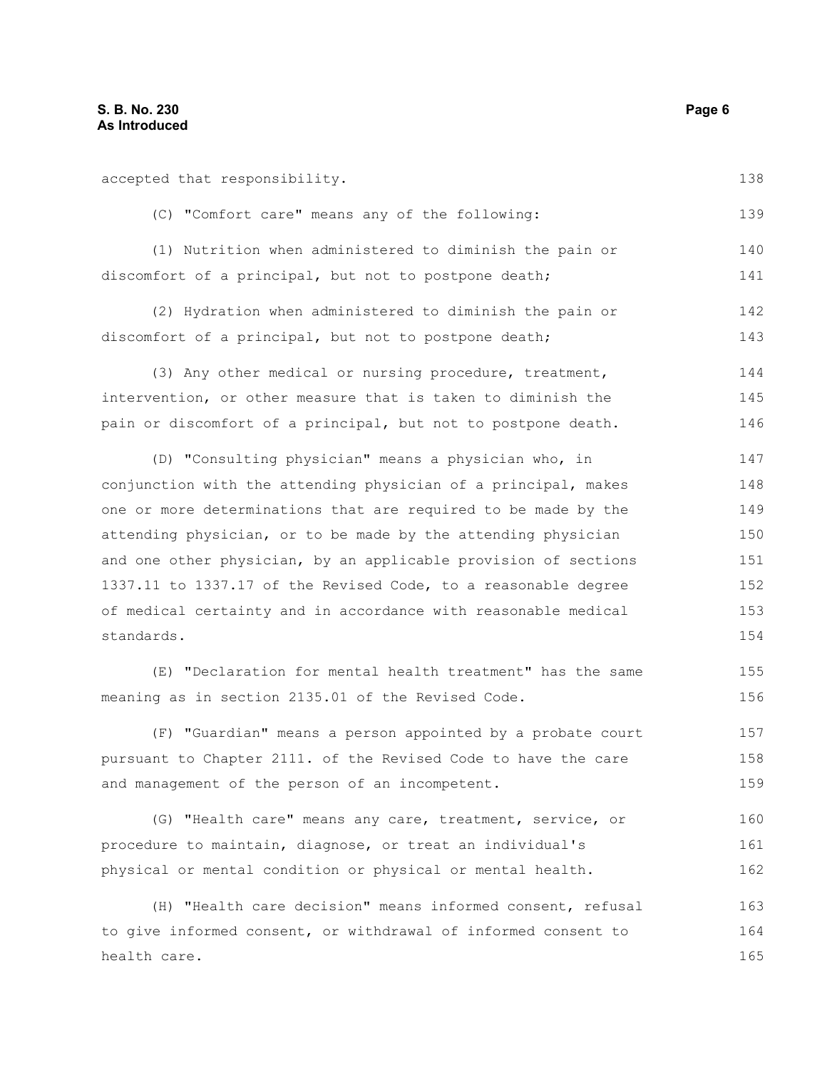accepted that responsibility.

(C) "Comfort care" means any of the following:

(1) Nutrition when administered to diminish the pain or discomfort of a principal, but not to postpone death;

(2) Hydration when administered to diminish the pain or discomfort of a principal, but not to postpone death;

(3) Any other medical or nursing procedure, treatment, intervention, or other measure that is taken to diminish the pain or discomfort of a principal, but not to postpone death.

(D) "Consulting physician" means a physician who, in conjunction with the attending physician of a principal, makes one or more determinations that are required to be made by the attending physician, or to be made by the attending physician and one other physician, by an applicable provision of sections 1337.11 to 1337.17 of the Revised Code, to a reasonable degree of medical certainty and in accordance with reasonable medical standards.

(E) "Declaration for mental health treatment" has the same meaning as in section 2135.01 of the Revised Code.

(F) "Guardian" means a person appointed by a probate court pursuant to Chapter 2111. of the Revised Code to have the care and management of the person of an incompetent.

(G) "Health care" means any care, treatment, service, or procedure to maintain, diagnose, or treat an individual's physical or mental condition or physical or mental health.

(H) "Health care decision" means informed consent, refusal to give informed consent, or withdrawal of informed consent to health care.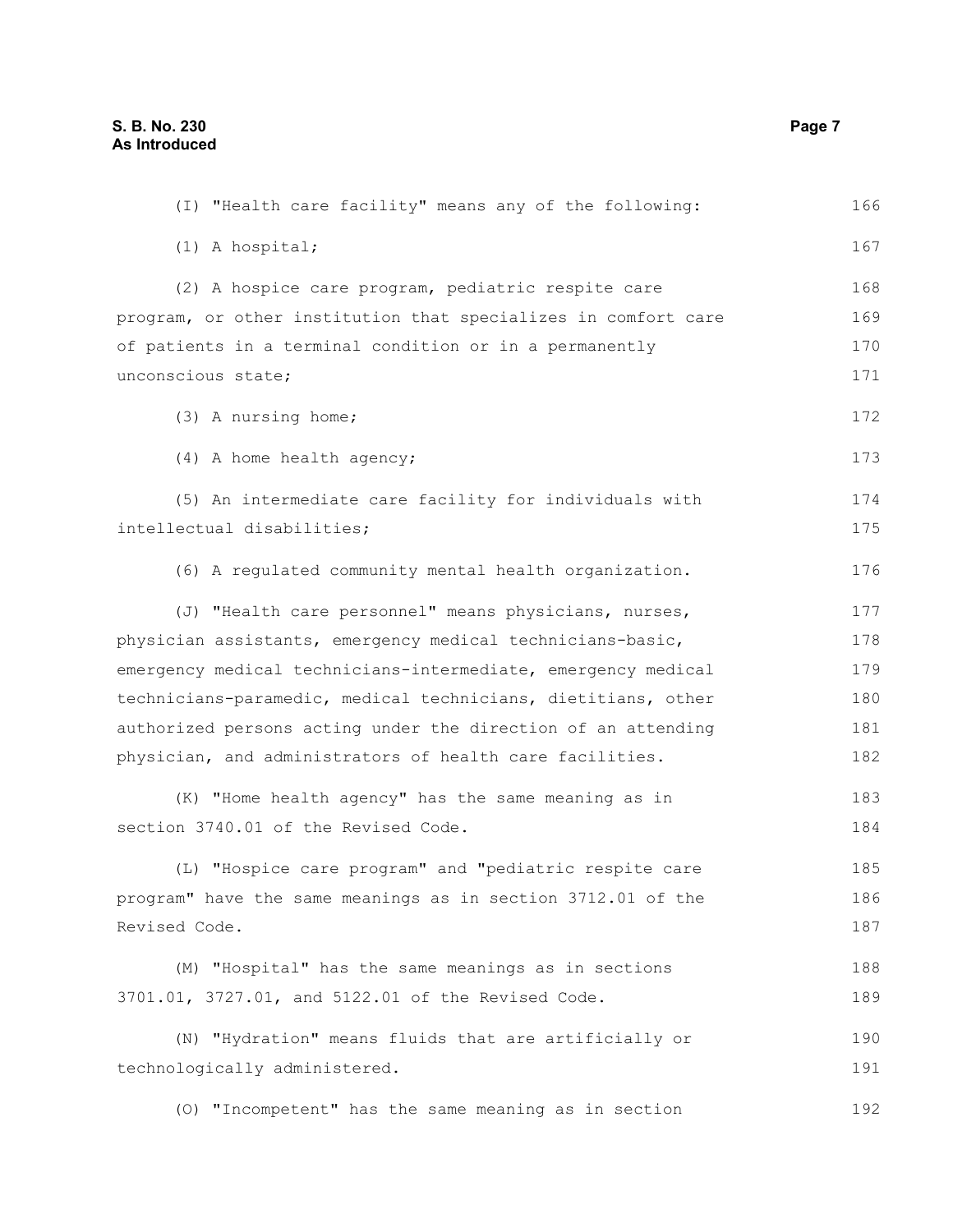(I) "Health care facility" means any of the following:

(1) A hospital;

(2) A hospice care program, pediatric respite care program, or other institution that specializes in comfort care of patients in a terminal condition or in a permanently unconscious state;

(3) A nursing home;

(4) A home health agency;

(5) An intermediate care facility for individuals with intellectual disabilities;

(6) A regulated community mental health organization.

(J) "Health care personnel" means physicians, nurses, physician assistants, emergency medical technicians-basic, emergency medical technicians-intermediate, emergency medical technicians-paramedic, medical technicians, dietitians, other authorized persons acting under the direction of an attending physician, and administrators of health care facilities.

(K) "Home health agency" has the same meaning as in section 3740.01 of the Revised Code.

(L) "Hospice care program" and "pediatric respite care program" have the same meanings as in section 3712.01 of the Revised Code.

(M) "Hospital" has the same meanings as in sections 3701.01, 3727.01, and 5122.01 of the Revised Code.

(N) "Hydration" means fluids that are artificially or technologically administered.

(O) "Incompetent" has the same meaning as in section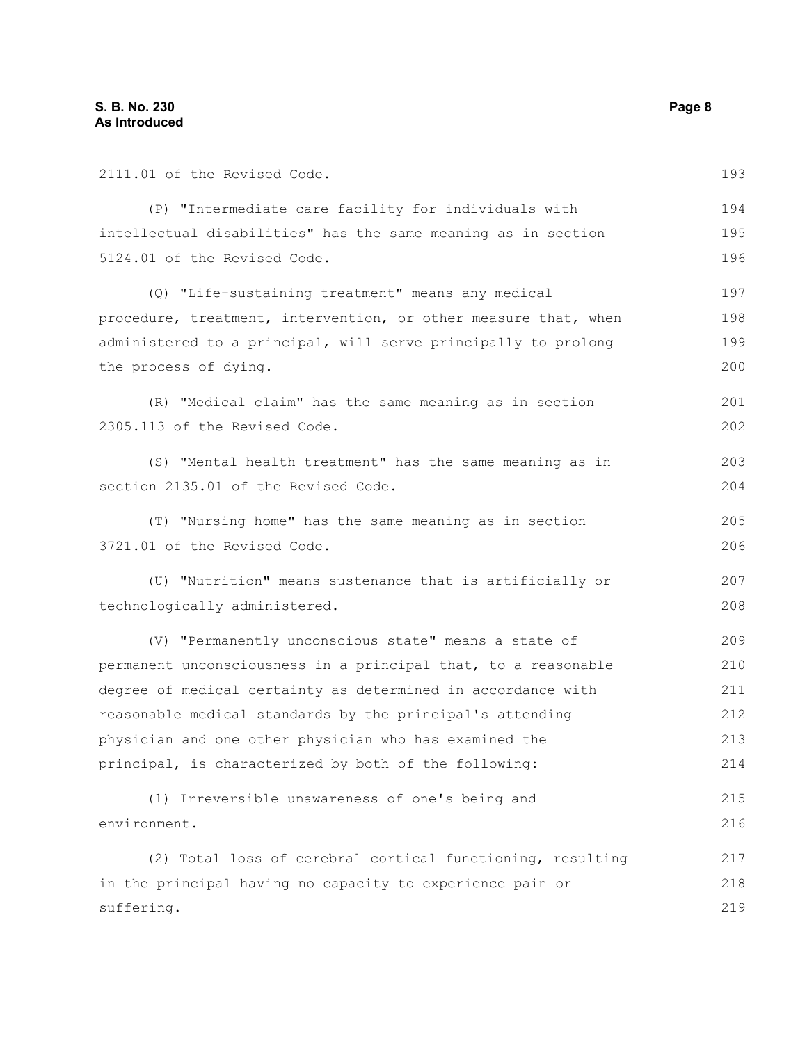2111.01 of the Revised Code.

(P) "Intermediate care facility for individuals with intellectual disabilities" has the same meaning as in section 5124.01 of the Revised Code.

(Q) "Life-sustaining treatment" means any medical procedure, treatment, intervention, or other measure that, when administered to a principal, will serve principally to prolong the process of dying.

(R) "Medical claim" has the same meaning as in section 2305.113 of the Revised Code.

(S) "Mental health treatment" has the same meaning as in section 2135.01 of the Revised Code.

(T) "Nursing home" has the same meaning as in section 3721.01 of the Revised Code.

(U) "Nutrition" means sustenance that is artificially or technologically administered.

(V) "Permanently unconscious state" means a state of permanent unconsciousness in a principal that, to a reasonable degree of medical certainty as determined in accordance with reasonable medical standards by the principal's attending physician and one other physician who has examined the principal, is characterized by both of the following:

(1) Irreversible unawareness of one's being and environment.

(2) Total loss of cerebral cortical functioning, resulting in the principal having no capacity to experience pain or suffering.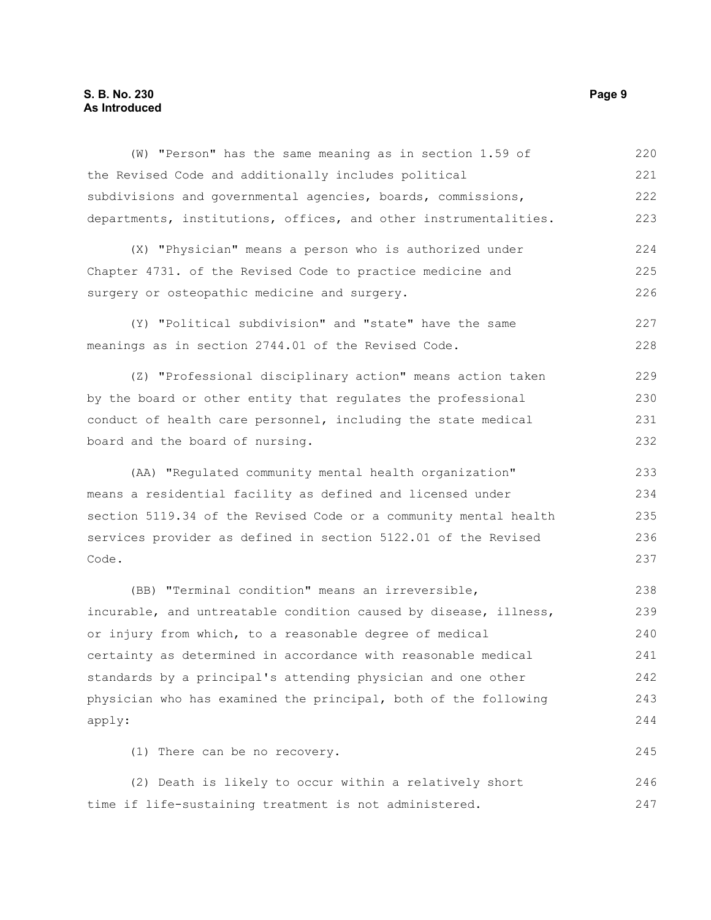(W) "Person" has the same meaning as in section 1.59 of the Revised Code and additionally includes political subdivisions and governmental agencies, boards, commissions, departments, institutions, offices, and other instrumentalities.

(X) "Physician" means a person who is authorized under Chapter 4731. of the Revised Code to practice medicine and surgery or osteopathic medicine and surgery.

(Y) "Political subdivision" and "state" have the same meanings as in section 2744.01 of the Revised Code.

(Z) "Professional disciplinary action" means action taken by the board or other entity that regulates the professional conduct of health care personnel, including the state medical board and the board of nursing.

(AA) "Regulated community mental health organization" means a residential facility as defined and licensed under section 5119.34 of the Revised Code or a community mental health services provider as defined in section 5122.01 of the Revised Code.

(BB) "Terminal condition" means an irreversible, incurable, and untreatable condition caused by disease, illness, or injury from which, to a reasonable degree of medical certainty as determined in accordance with reasonable medical standards by a principal's attending physician and one other physician who has examined the principal, both of the following apply:

(1) There can be no recovery.

(2) Death is likely to occur within a relatively short time if life-sustaining treatment is not administered.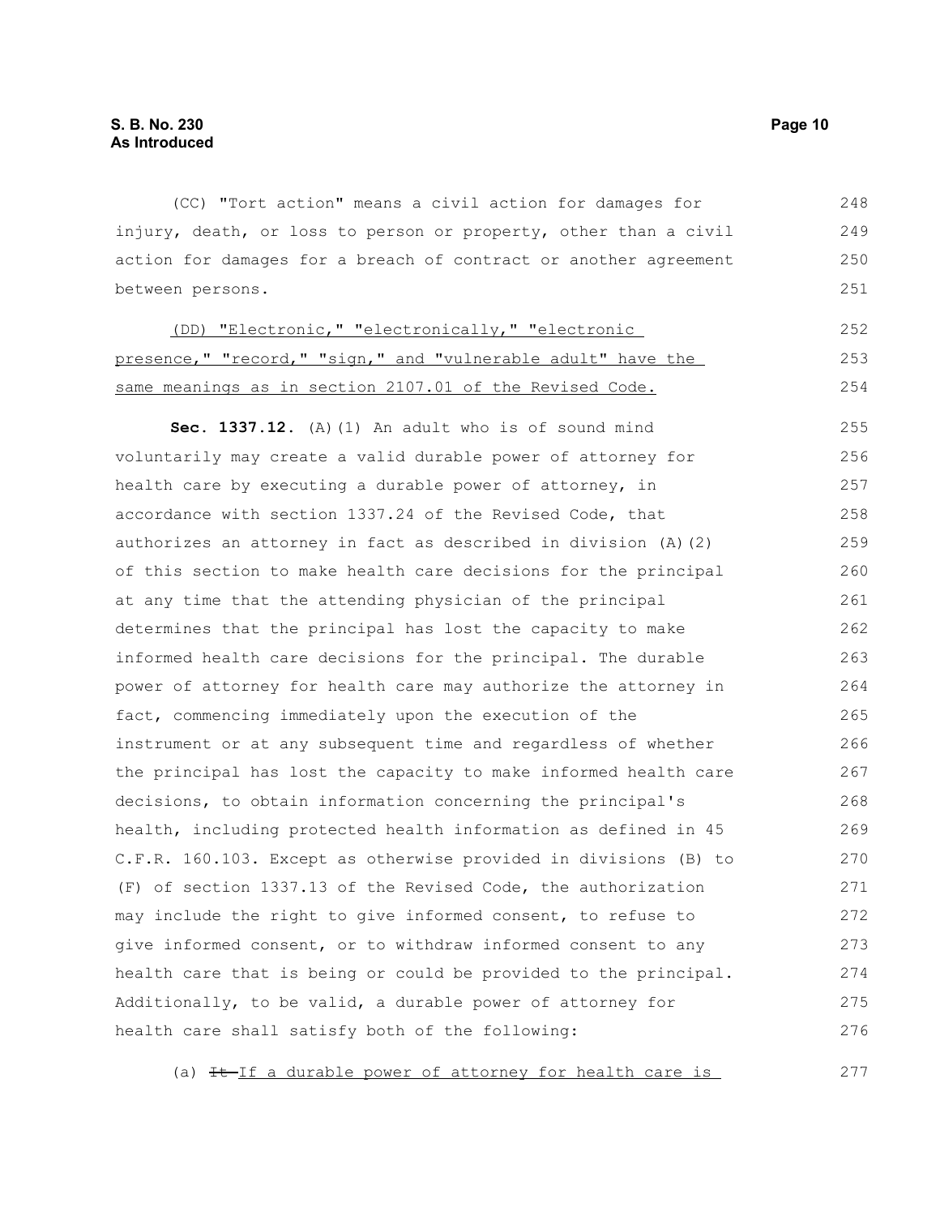(CC) "Tort action" means a civil action for damages for injury, death, or loss to person or property, other than a civil action for damages for a breach of contract or another agreement between persons.

<u>(DD) "Electronic," "electronically," "electronic presence," "record," "sign," and "vulnerable adult" have the same meanings as in section 2107.01 of the Revised Code.</u>

**Sec. 1337.12.** (A)(1) An adult who is of sound mind voluntarily may create a valid durable power of attorney for health care by executing a durable power of attorney, in accordance with section 1337.24 of the Revised Code, that authorizes an attorney in fact as described in division (A)(2) of this section to make health care decisions for the principal at any time that the attending physician of the principal determines that the principal has lost the capacity to make informed health care decisions for the principal. The durable power of attorney for health care may authorize the attorney in fact, commencing immediately upon the execution of the instrument or at any subsequent time and regardless of whether the principal has lost the capacity to make informed health care decisions, to obtain information concerning the principal's health, including protected health information as defined in 45 C.F.R. 160.103. Except as otherwise provided in divisions (B) to (F) of section 1337.13 of the Revised Code, the authorization may include the right to give informed consent, to refuse to give informed consent, or to withdraw informed consent to any health care that is being or could be provided to the principal. Additionally, to be valid, a durable power of attorney for health care shall satisfy both of the following:

(a) ~~It~~ <u>If a durable power of attorney for health care is</u>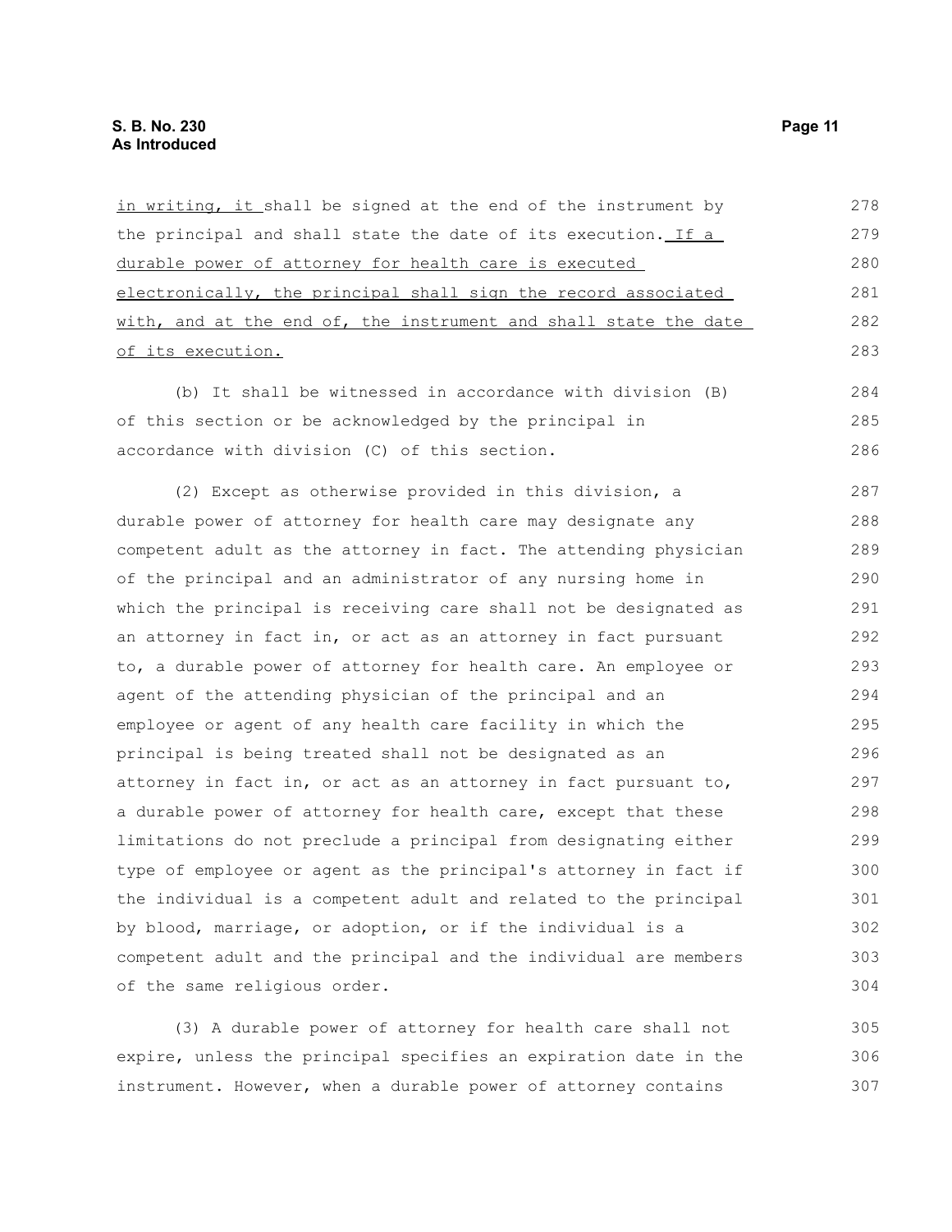in writing, it shall be signed at the end of the instrument by the principal and shall state the date of its execution. If a durable power of attorney for health care is executed electronically, the principal shall sign the record associated with, and at the end of, the instrument and shall state the date of its execution.

(b) It shall be witnessed in accordance with division (B) of this section or be acknowledged by the principal in accordance with division (C) of this section.

(2) Except as otherwise provided in this division, a durable power of attorney for health care may designate any competent adult as the attorney in fact. The attending physician of the principal and an administrator of any nursing home in which the principal is receiving care shall not be designated as an attorney in fact in, or act as an attorney in fact pursuant to, a durable power of attorney for health care. An employee or agent of the attending physician of the principal and an employee or agent of any health care facility in which the principal is being treated shall not be designated as an attorney in fact in, or act as an attorney in fact pursuant to, a durable power of attorney for health care, except that these limitations do not preclude a principal from designating either type of employee or agent as the principal's attorney in fact if the individual is a competent adult and related to the principal by blood, marriage, or adoption, or if the individual is a competent adult and the principal and the individual are members of the same religious order.

(3) A durable power of attorney for health care shall not expire, unless the principal specifies an expiration date in the instrument. However, when a durable power of attorney contains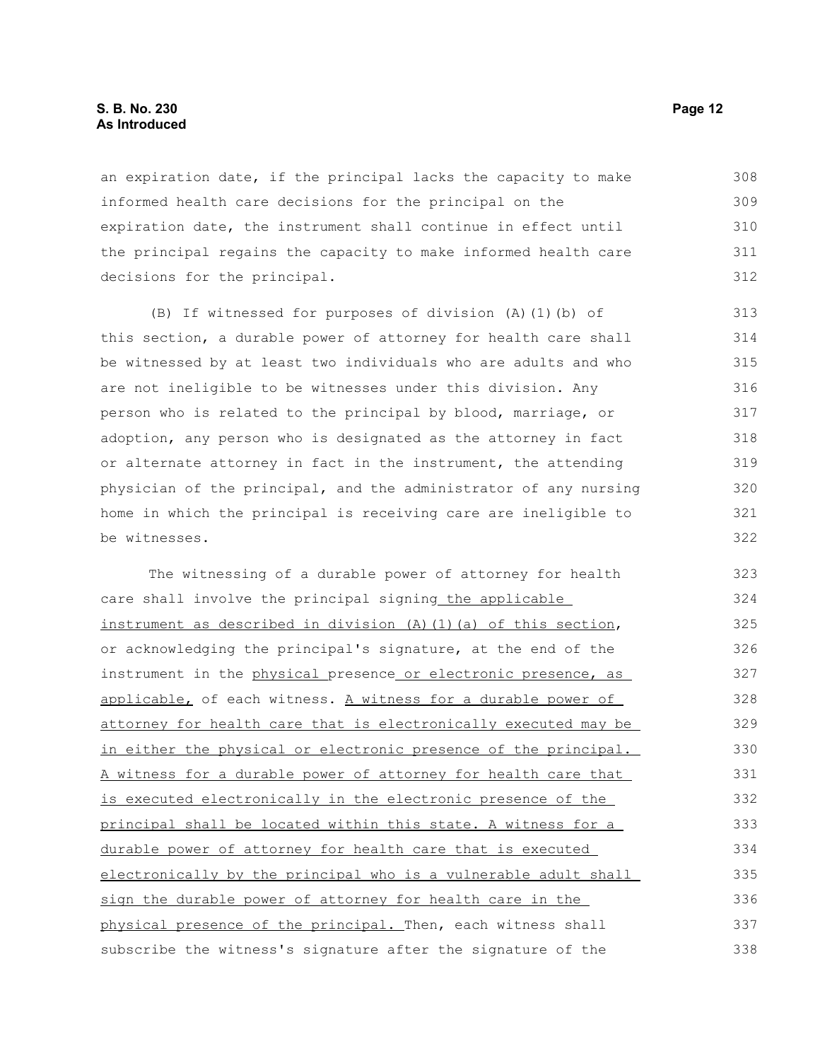an expiration date, if the principal lacks the capacity to make informed health care decisions for the principal on the expiration date, the instrument shall continue in effect until the principal regains the capacity to make informed health care decisions for the principal.

(B) If witnessed for purposes of division (A)(1)(b) of this section, a durable power of attorney for health care shall be witnessed by at least two individuals who are adults and who are not ineligible to be witnesses under this division. Any person who is related to the principal by blood, marriage, or adoption, any person who is designated as the attorney in fact or alternate attorney in fact in the instrument, the attending physician of the principal, and the administrator of any nursing home in which the principal is receiving care are ineligible to be witnesses.

The witnessing of a durable power of attorney for health care shall involve the principal signing the applicable instrument as described in division (A)(1)(a) of this section, or acknowledging the principal's signature, at the end of the instrument in the physical presence or electronic presence, as applicable, of each witness. A witness for a durable power of attorney for health care that is electronically executed may be in either the physical or electronic presence of the principal. A witness for a durable power of attorney for health care that is executed electronically in the electronic presence of the principal shall be located within this state. A witness for a durable power of attorney for health care that is executed electronically by the principal who is a vulnerable adult shall sign the durable power of attorney for health care in the physical presence of the principal. Then, each witness shall subscribe the witness's signature after the signature of the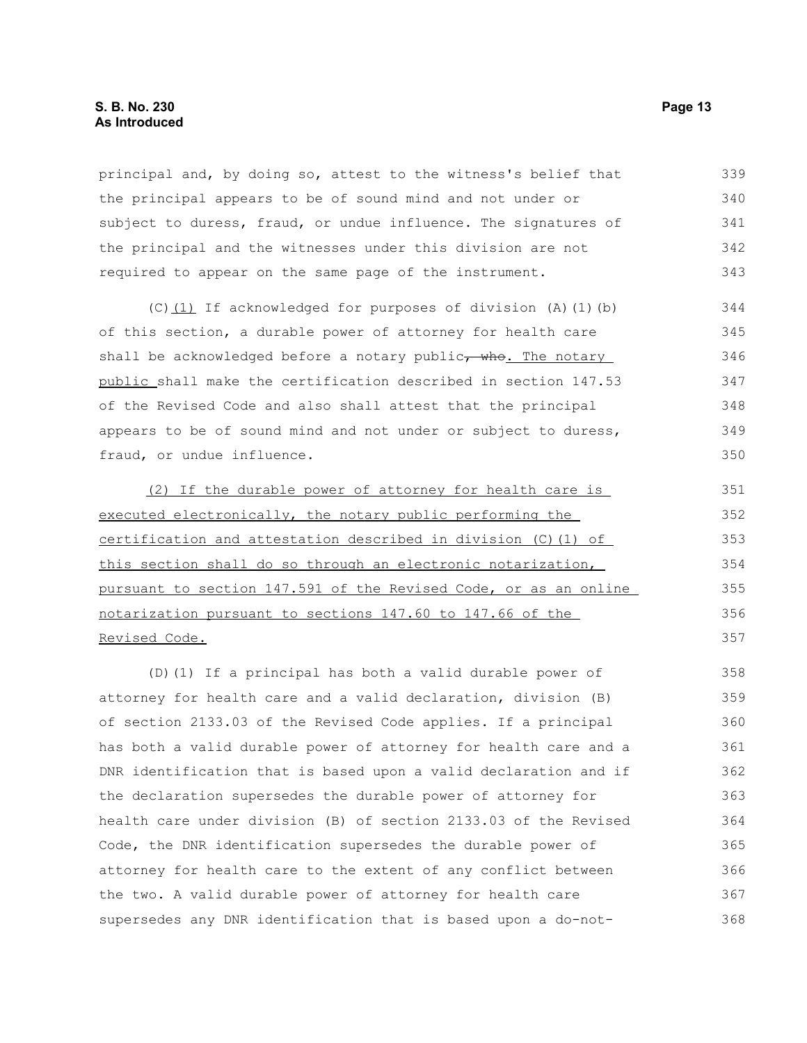principal and, by doing so, attest to the witness's belief that the principal appears to be of sound mind and not under or subject to duress, fraud, or undue influence. The signatures of the principal and the witnesses under this division are not required to appear on the same page of the instrument.

(C)(1) If acknowledged for purposes of division (A)(1)(b) of this section, a durable power of attorney for health care shall be acknowledged before a notary public~~, who~~. The notary public shall make the certification described in section 147.53 of the Revised Code and also shall attest that the principal appears to be of sound mind and not under or subject to duress, fraud, or undue influence.

(2) If the durable power of attorney for health care is executed electronically, the notary public performing the certification and attestation described in division (C)(1) of this section shall do so through an electronic notarization, pursuant to section 147.591 of the Revised Code, or as an online notarization pursuant to sections 147.60 to 147.66 of the Revised Code.

(D)(1) If a principal has both a valid durable power of attorney for health care and a valid declaration, division (B) of section 2133.03 of the Revised Code applies. If a principal has both a valid durable power of attorney for health care and a DNR identification that is based upon a valid declaration and if the declaration supersedes the durable power of attorney for health care under division (B) of section 2133.03 of the Revised Code, the DNR identification supersedes the durable power of attorney for health care to the extent of any conflict between the two. A valid durable power of attorney for health care supersedes any DNR identification that is based upon a do-not-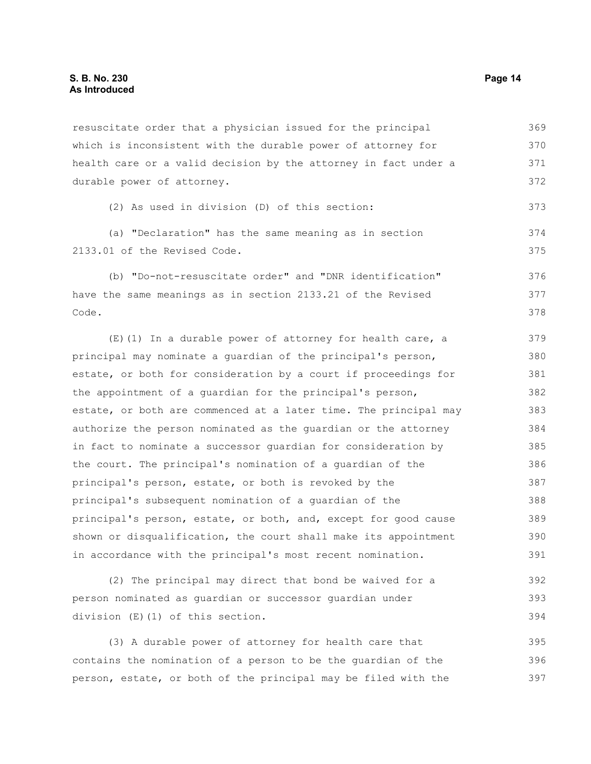resuscitate order that a physician issued for the principal which is inconsistent with the durable power of attorney for health care or a valid decision by the attorney in fact under a durable power of attorney.

(2) As used in division (D) of this section:

(a) "Declaration" has the same meaning as in section 2133.01 of the Revised Code.

(b) "Do-not-resuscitate order" and "DNR identification" have the same meanings as in section 2133.21 of the Revised Code.

(E)(1) In a durable power of attorney for health care, a principal may nominate a guardian of the principal's person, estate, or both for consideration by a court if proceedings for the appointment of a guardian for the principal's person, estate, or both are commenced at a later time. The principal may authorize the person nominated as the guardian or the attorney in fact to nominate a successor guardian for consideration by the court. The principal's nomination of a guardian of the principal's person, estate, or both is revoked by the principal's subsequent nomination of a guardian of the principal's person, estate, or both, and, except for good cause shown or disqualification, the court shall make its appointment in accordance with the principal's most recent nomination.

(2) The principal may direct that bond be waived for a person nominated as guardian or successor guardian under division (E)(1) of this section.

(3) A durable power of attorney for health care that contains the nomination of a person to be the guardian of the person, estate, or both of the principal may be filed with the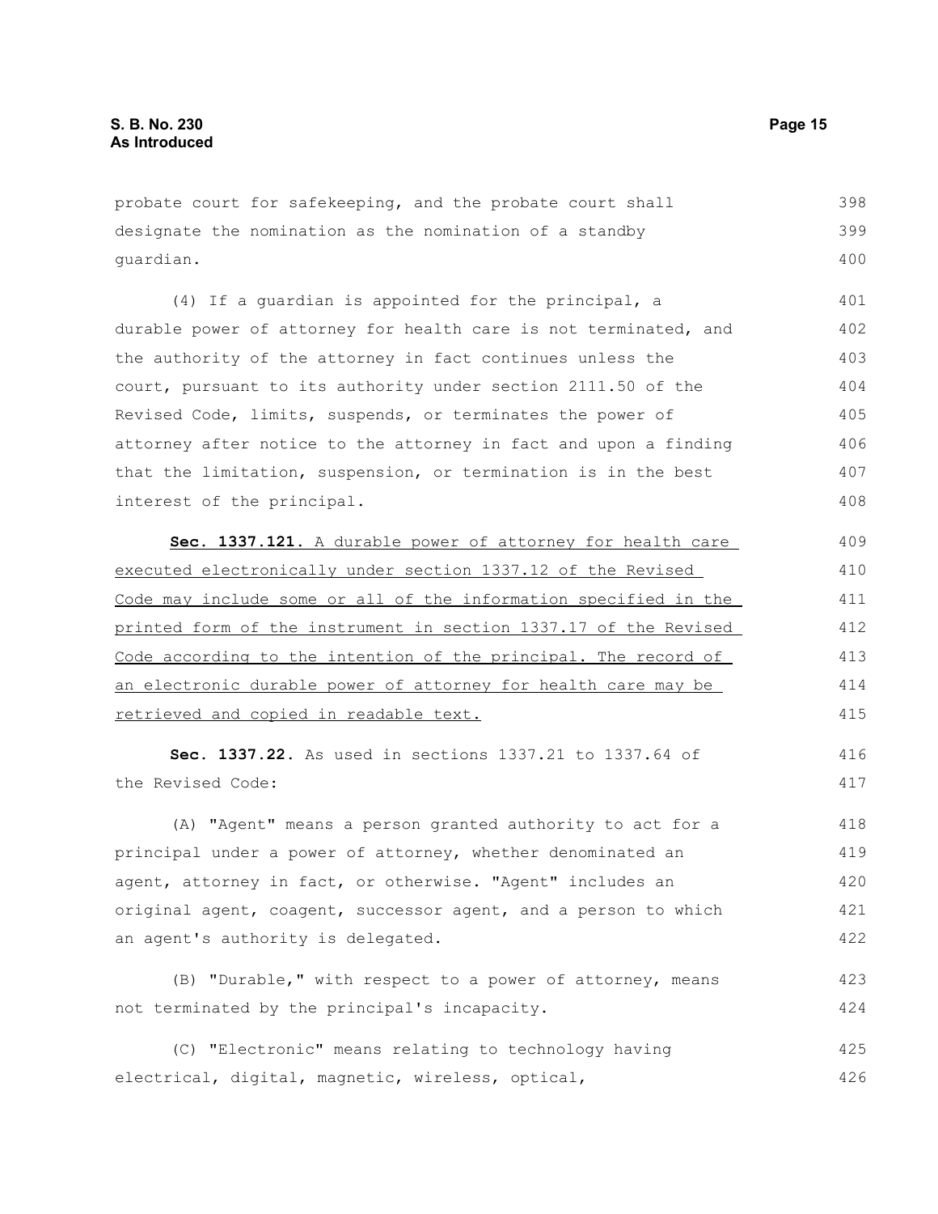probate court for safekeeping, and the probate court shall designate the nomination as the nomination of a standby guardian.

(4) If a guardian is appointed for the principal, a durable power of attorney for health care is not terminated, and the authority of the attorney in fact continues unless the court, pursuant to its authority under section 2111.50 of the Revised Code, limits, suspends, or terminates the power of attorney after notice to the attorney in fact and upon a finding that the limitation, suspension, or termination is in the best interest of the principal.

**Sec. 1337.121.** A durable power of attorney for health care executed electronically under section 1337.12 of the Revised Code may include some or all of the information specified in the printed form of the instrument in section 1337.17 of the Revised Code according to the intention of the principal. The record of an electronic durable power of attorney for health care may be retrieved and copied in readable text.

**Sec. 1337.22.** As used in sections 1337.21 to 1337.64 of the Revised Code:

(A) "Agent" means a person granted authority to act for a principal under a power of attorney, whether denominated an agent, attorney in fact, or otherwise. "Agent" includes an original agent, coagent, successor agent, and a person to which an agent's authority is delegated.

(B) "Durable," with respect to a power of attorney, means not terminated by the principal's incapacity.

(C) "Electronic" means relating to technology having electrical, digital, magnetic, wireless, optical,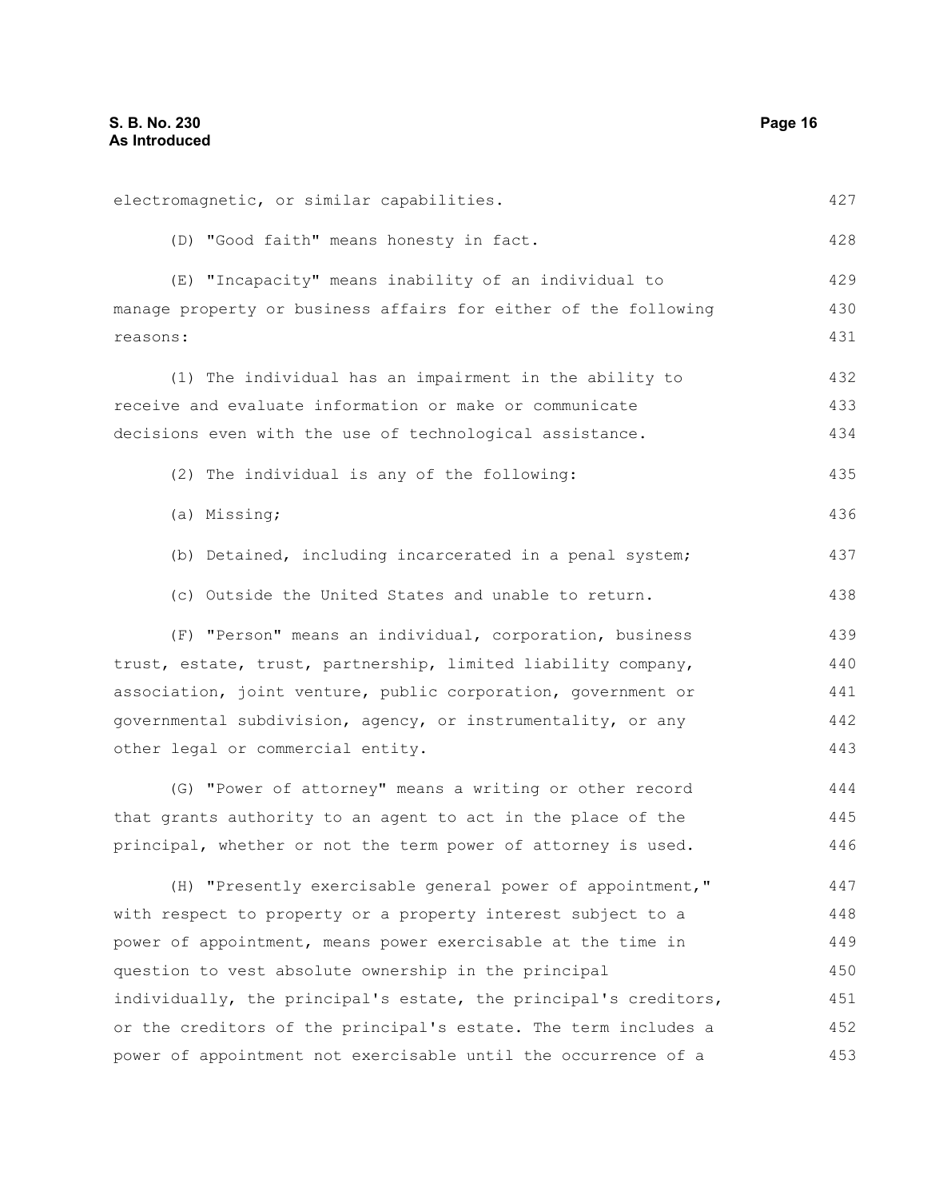electromagnetic, or similar capabilities.

(D) "Good faith" means honesty in fact.

(E) "Incapacity" means inability of an individual to manage property or business affairs for either of the following reasons:

(1) The individual has an impairment in the ability to receive and evaluate information or make or communicate decisions even with the use of technological assistance.

(2) The individual is any of the following:

(a) Missing;

(b) Detained, including incarcerated in a penal system;

(c) Outside the United States and unable to return.

(F) "Person" means an individual, corporation, business trust, estate, trust, partnership, limited liability company, association, joint venture, public corporation, government or governmental subdivision, agency, or instrumentality, or any other legal or commercial entity.

(G) "Power of attorney" means a writing or other record that grants authority to an agent to act in the place of the principal, whether or not the term power of attorney is used.

(H) "Presently exercisable general power of appointment," with respect to property or a property interest subject to a power of appointment, means power exercisable at the time in question to vest absolute ownership in the principal individually, the principal's estate, the principal's creditors, or the creditors of the principal's estate. The term includes a power of appointment not exercisable until the occurrence of a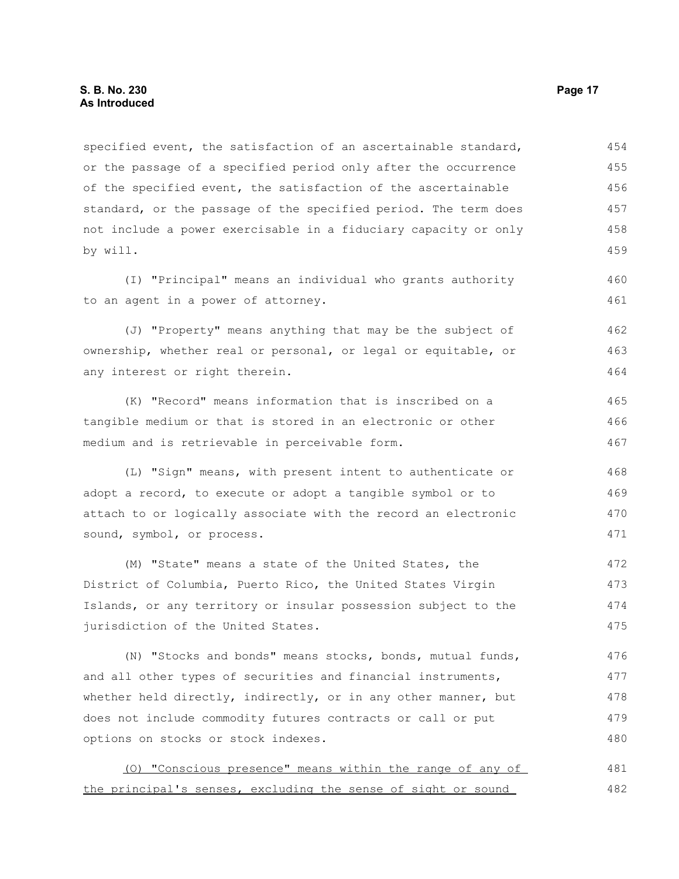specified event, the satisfaction of an ascertainable standard, or the passage of a specified period only after the occurrence of the specified event, the satisfaction of the ascertainable standard, or the passage of the specified period. The term does not include a power exercisable in a fiduciary capacity or only by will.

(I) "Principal" means an individual who grants authority to an agent in a power of attorney.

(J) "Property" means anything that may be the subject of ownership, whether real or personal, or legal or equitable, or any interest or right therein.

(K) "Record" means information that is inscribed on a tangible medium or that is stored in an electronic or other medium and is retrievable in perceivable form.

(L) "Sign" means, with present intent to authenticate or adopt a record, to execute or adopt a tangible symbol or to attach to or logically associate with the record an electronic sound, symbol, or process.

(M) "State" means a state of the United States, the District of Columbia, Puerto Rico, the United States Virgin Islands, or any territory or insular possession subject to the jurisdiction of the United States.

(N) "Stocks and bonds" means stocks, bonds, mutual funds, and all other types of securities and financial instruments, whether held directly, indirectly, or in any other manner, but does not include commodity futures contracts or call or put options on stocks or stock indexes.

<u>(O) "Conscious presence" means within the range of any of the principal's senses, excluding the sense of sight or sound</u>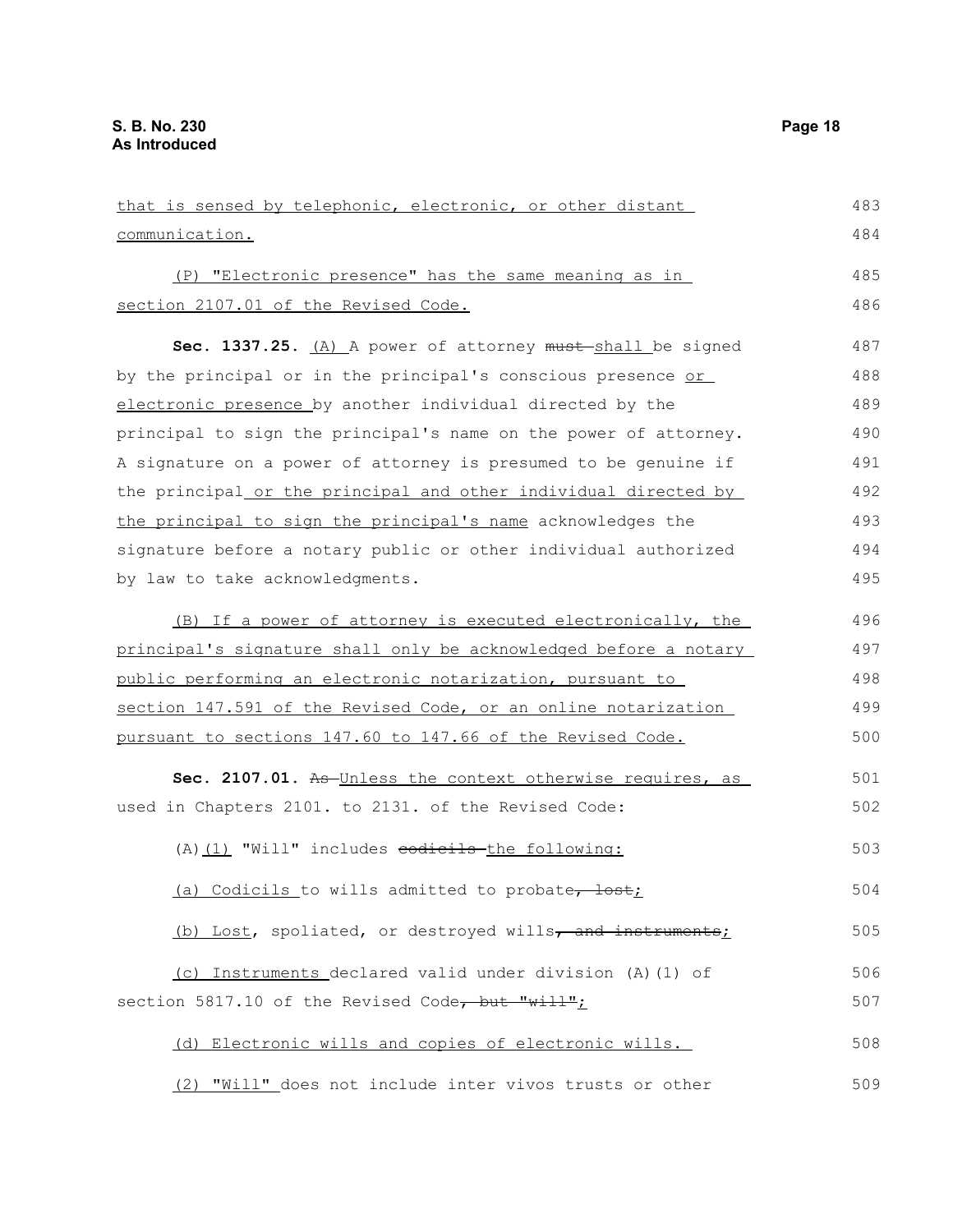that is sensed by telephonic, electronic, or other distant communication.

(P) "Electronic presence" has the same meaning as in section 2107.01 of the Revised Code.

**Sec. 1337.25.** (A) A power of attorney ~~must~~ shall be signed by the principal or in the principal's conscious presence or electronic presence by another individual directed by the principal to sign the principal's name on the power of attorney. A signature on a power of attorney is presumed to be genuine if the principal or the principal and other individual directed by the principal to sign the principal's name acknowledges the signature before a notary public or other individual authorized by law to take acknowledgments.

(B) If a power of attorney is executed electronically, the principal's signature shall only be acknowledged before a notary public performing an electronic notarization, pursuant to section 147.591 of the Revised Code, or an online notarization pursuant to sections 147.60 to 147.66 of the Revised Code.

**Sec. 2107.01.** ~~As~~ Unless the context otherwise requires, as used in Chapters 2101. to 2131. of the Revised Code:

(A)(1) "Will" includes ~~codicils~~ the following:

(a) Codicils to wills admitted to probate~~, lost~~;

(b) Lost, spoliated, or destroyed wills~~, and instruments~~;

(c) Instruments declared valid under division (A)(1) of section 5817.10 of the Revised Code~~, but "will"~~;

(d) Electronic wills and copies of electronic wills.

(2) "Will" does not include inter vivos trusts or other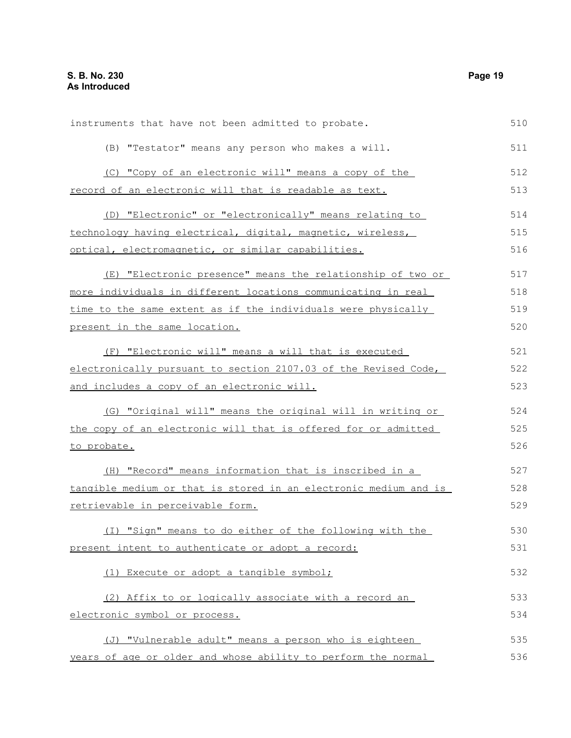instruments that have not been admitted to probate.

(B) "Testator" means any person who makes a will.

(C) "Copy of an electronic will" means a copy of the record of an electronic will that is readable as text.

(D) "Electronic" or "electronically" means relating to technology having electrical, digital, magnetic, wireless, optical, electromagnetic, or similar capabilities.

(E) "Electronic presence" means the relationship of two or more individuals in different locations communicating in real time to the same extent as if the individuals were physically present in the same location.

(F) "Electronic will" means a will that is executed electronically pursuant to section 2107.03 of the Revised Code, and includes a copy of an electronic will.

(G) "Original will" means the original will in writing or the copy of an electronic will that is offered for or admitted to probate.

(H) "Record" means information that is inscribed in a tangible medium or that is stored in an electronic medium and is retrievable in perceivable form.

(I) "Sign" means to do either of the following with the present intent to authenticate or adopt a record:

(1) Execute or adopt a tangible symbol;

(2) Affix to or logically associate with a record an electronic symbol or process.

(J) "Vulnerable adult" means a person who is eighteen years of age or older and whose ability to perform the normal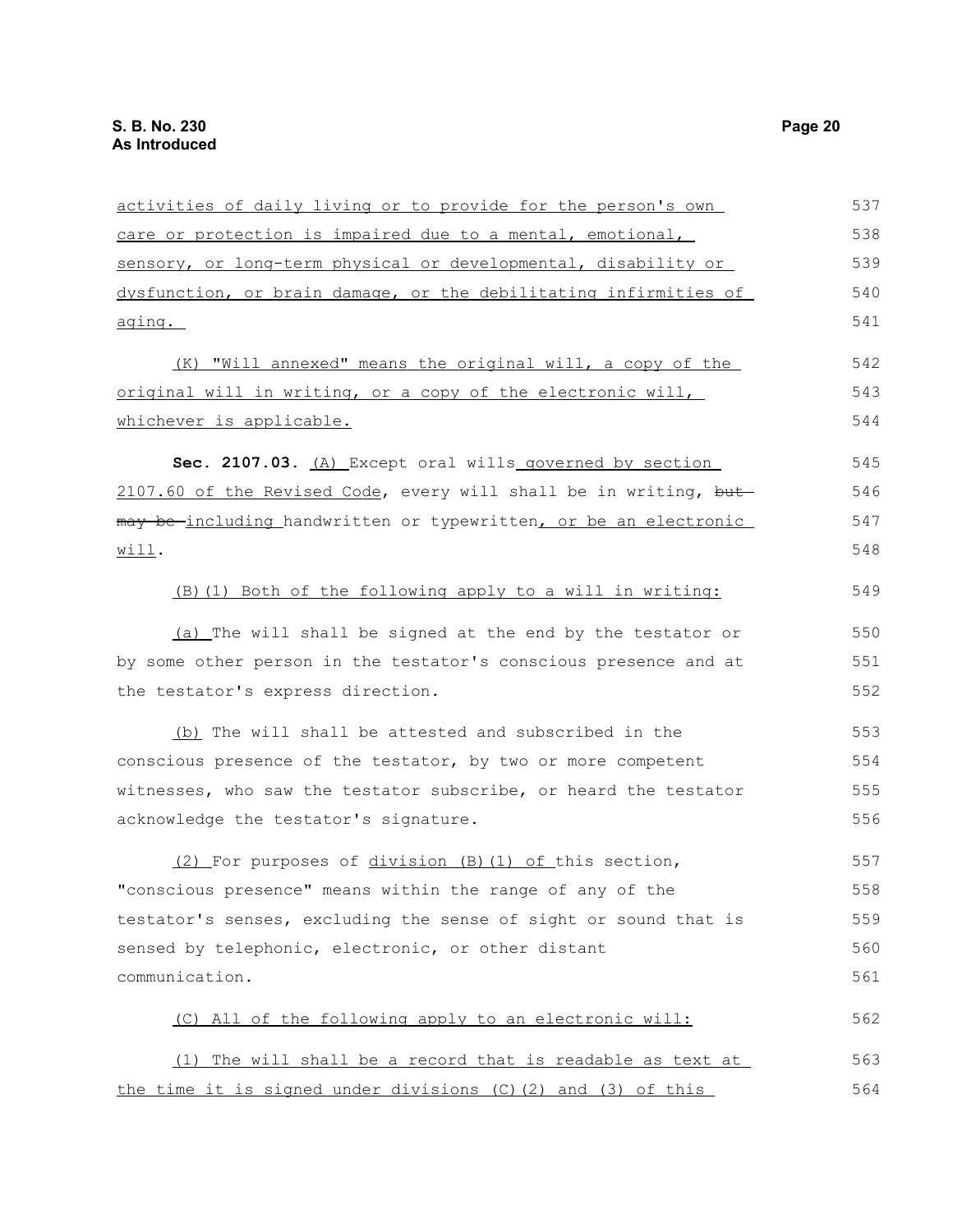activities of daily living or to provide for the person's own care or protection is impaired due to a mental, emotional, sensory, or long-term physical or developmental, disability or dysfunction, or brain damage, or the debilitating infirmities of aging.

(K) "Will annexed" means the original will, a copy of the original will in writing, or a copy of the electronic will, whichever is applicable.

**Sec. 2107.03.** (A) Except oral wills governed by section 2107.60 of the Revised Code, every will shall be in writing, ~~but may be~~ including handwritten or typewritten, or be an electronic will.

(B)(1) Both of the following apply to a will in writing:

(a) The will shall be signed at the end by the testator or by some other person in the testator's conscious presence and at the testator's express direction.

(b) The will shall be attested and subscribed in the conscious presence of the testator, by two or more competent witnesses, who saw the testator subscribe, or heard the testator acknowledge the testator's signature.

(2) For purposes of division (B)(1) of this section, "conscious presence" means within the range of any of the testator's senses, excluding the sense of sight or sound that is sensed by telephonic, electronic, or other distant communication.

(C) All of the following apply to an electronic will:

(1) The will shall be a record that is readable as text at the time it is signed under divisions (C)(2) and (3) of this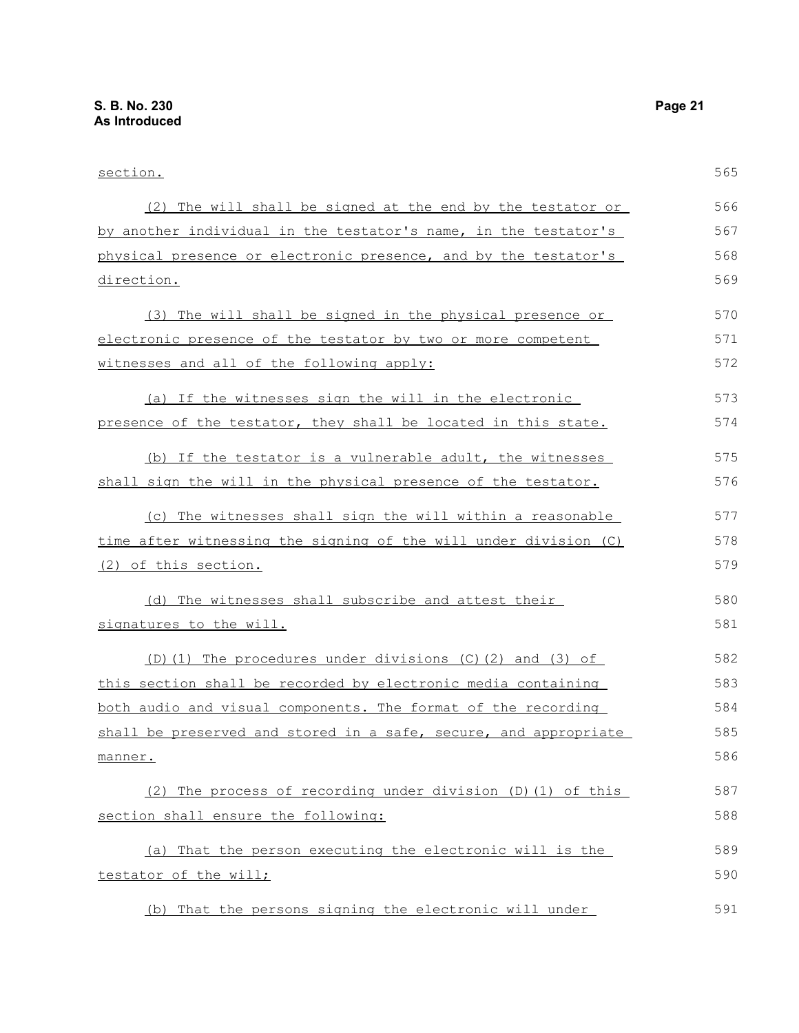section.

(2) The will shall be signed at the end by the testator or by another individual in the testator's name, in the testator's physical presence or electronic presence, and by the testator's direction.

(3) The will shall be signed in the physical presence or electronic presence of the testator by two or more competent witnesses and all of the following apply:

(a) If the witnesses sign the will in the electronic presence of the testator, they shall be located in this state.

(b) If the testator is a vulnerable adult, the witnesses shall sign the will in the physical presence of the testator.

(c) The witnesses shall sign the will within a reasonable time after witnessing the signing of the will under division (C)(2) of this section.

(d) The witnesses shall subscribe and attest their signatures to the will.

(D)(1) The procedures under divisions (C)(2) and (3) of this section shall be recorded by electronic media containing both audio and visual components. The format of the recording shall be preserved and stored in a safe, secure, and appropriate manner.

(2) The process of recording under division (D)(1) of this section shall ensure the following:

(a) That the person executing the electronic will is the testator of the will;

(b) That the persons signing the electronic will under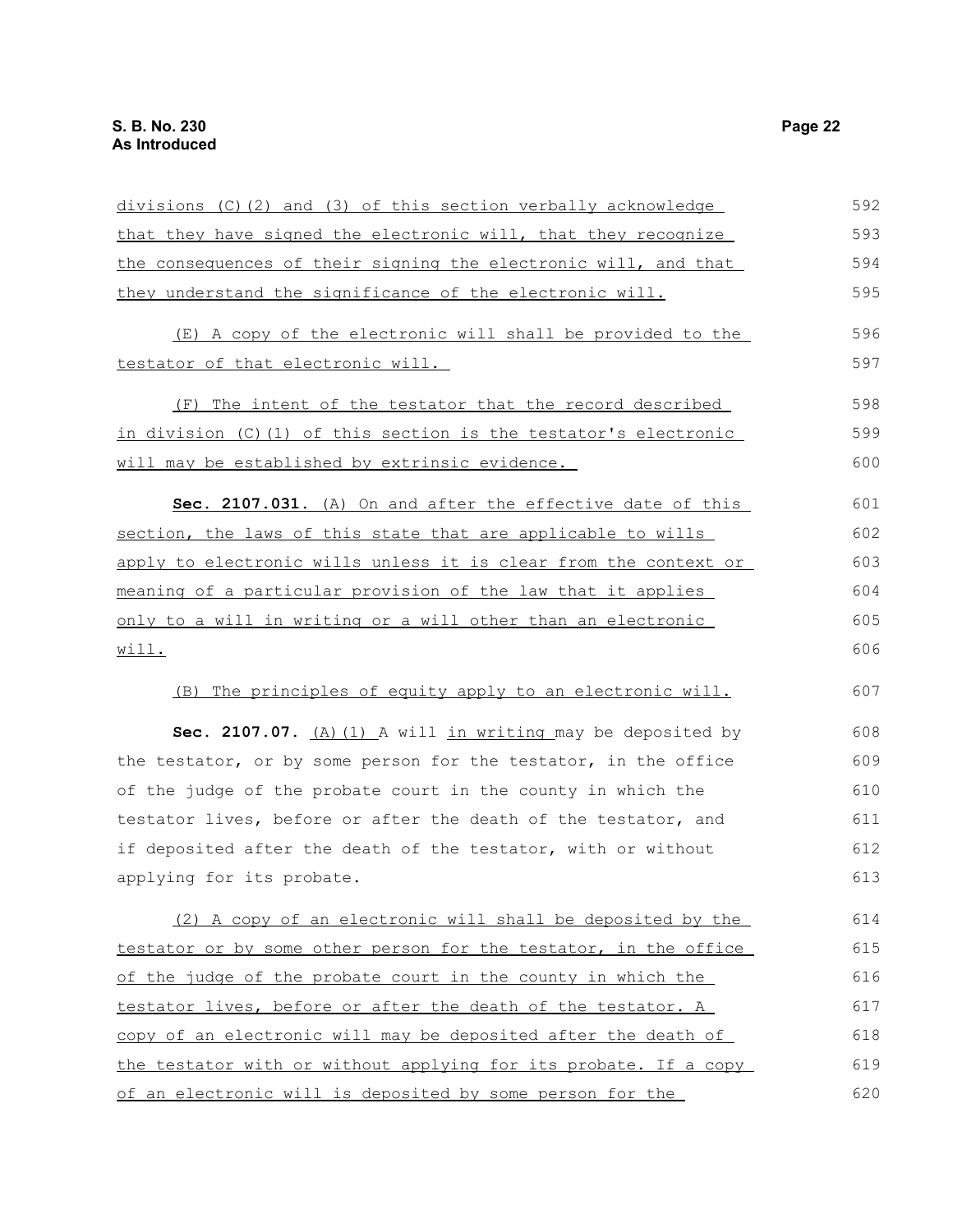divisions (C)(2) and (3) of this section verbally acknowledge that they have signed the electronic will, that they recognize the consequences of their signing the electronic will, and that they understand the significance of the electronic will.

(E) A copy of the electronic will shall be provided to the testator of that electronic will.

(F) The intent of the testator that the record described in division (C)(1) of this section is the testator's electronic will may be established by extrinsic evidence.

**Sec. 2107.031.** (A) On and after the effective date of this section, the laws of this state that are applicable to wills apply to electronic wills unless it is clear from the context or meaning of a particular provision of the law that it applies only to a will in writing or a will other than an electronic will.

(B) The principles of equity apply to an electronic will.

**Sec. 2107.07.** (A)(1) A will in writing may be deposited by the testator, or by some person for the testator, in the office of the judge of the probate court in the county in which the testator lives, before or after the death of the testator, and if deposited after the death of the testator, with or without applying for its probate.

(2) A copy of an electronic will shall be deposited by the testator or by some other person for the testator, in the office of the judge of the probate court in the county in which the testator lives, before or after the death of the testator. A copy of an electronic will may be deposited after the death of the testator with or without applying for its probate. If a copy of an electronic will is deposited by some person for the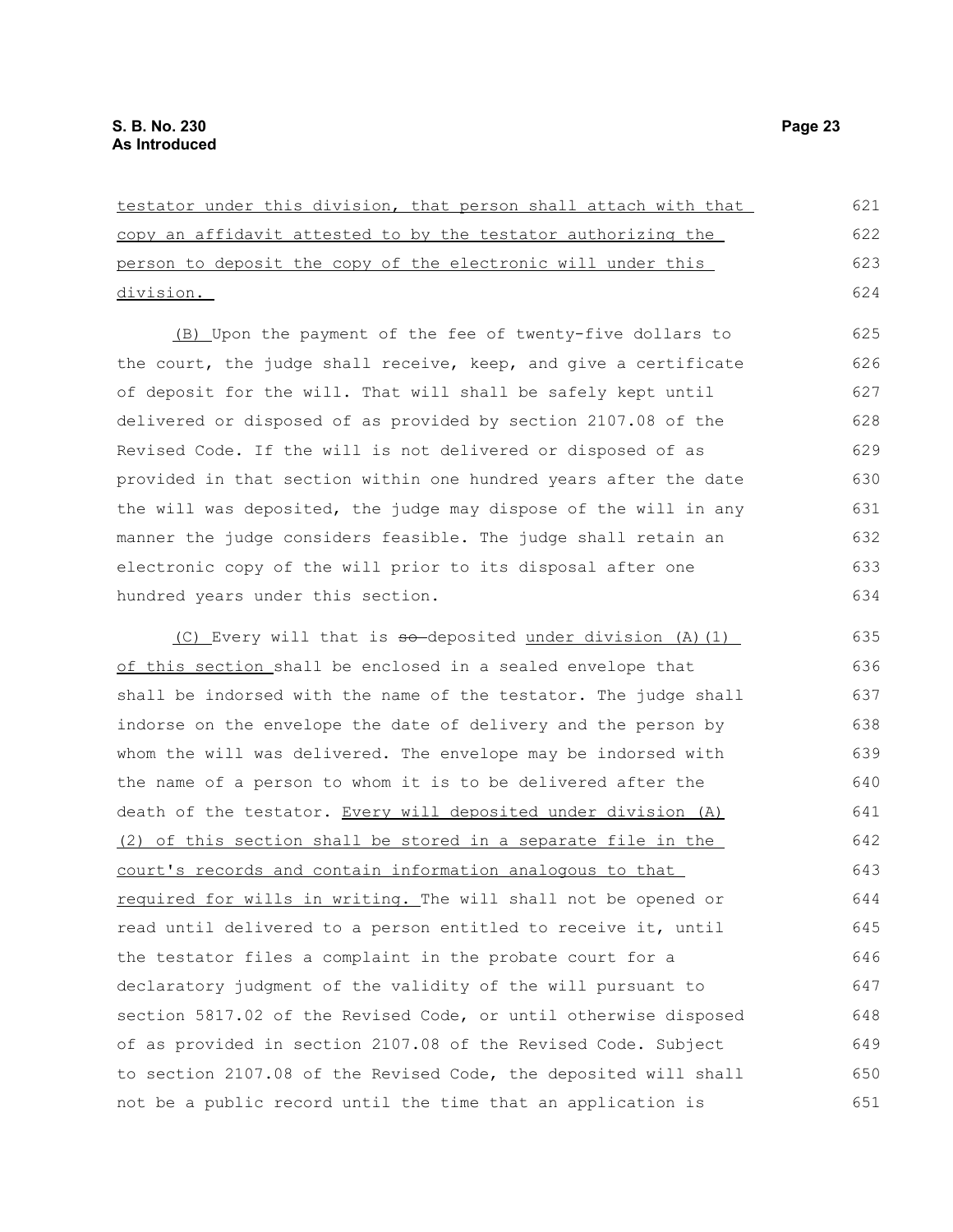testator under this division, that person shall attach with that copy an affidavit attested to by the testator authorizing the person to deposit the copy of the electronic will under this division.

(B) Upon the payment of the fee of twenty-five dollars to the court, the judge shall receive, keep, and give a certificate of deposit for the will. That will shall be safely kept until delivered or disposed of as provided by section 2107.08 of the Revised Code. If the will is not delivered or disposed of as provided in that section within one hundred years after the date the will was deposited, the judge may dispose of the will in any manner the judge considers feasible. The judge shall retain an electronic copy of the will prior to its disposal after one hundred years under this section.

(C) Every will that is ~~so~~ deposited under division (A)(1) of this section shall be enclosed in a sealed envelope that shall be indorsed with the name of the testator. The judge shall indorse on the envelope the date of delivery and the person by whom the will was delivered. The envelope may be indorsed with the name of a person to whom it is to be delivered after the death of the testator. Every will deposited under division (A)(2) of this section shall be stored in a separate file in the court's records and contain information analogous to that required for wills in writing. The will shall not be opened or read until delivered to a person entitled to receive it, until the testator files a complaint in the probate court for a declaratory judgment of the validity of the will pursuant to section 5817.02 of the Revised Code, or until otherwise disposed of as provided in section 2107.08 of the Revised Code. Subject to section 2107.08 of the Revised Code, the deposited will shall not be a public record until the time that an application is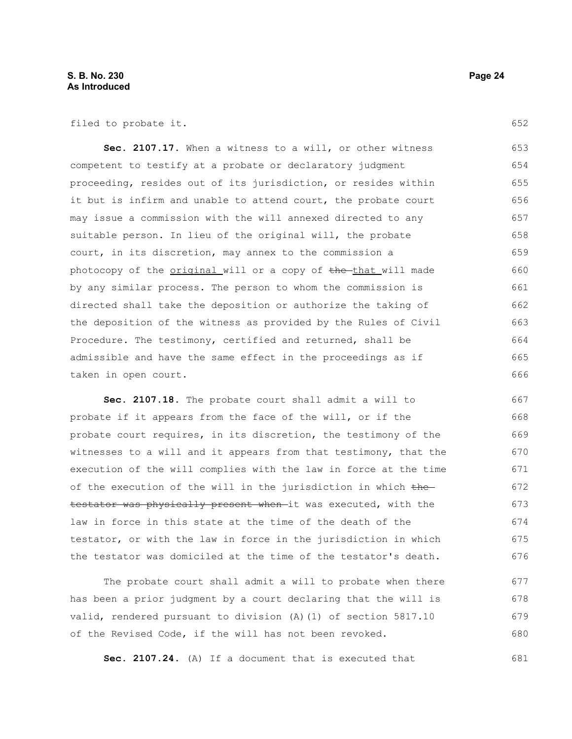filed to probate it.

**Sec. 2107.17.** When a witness to a will, or other witness competent to testify at a probate or declaratory judgment proceeding, resides out of its jurisdiction, or resides within it but is infirm and unable to attend court, the probate court may issue a commission with the will annexed directed to any suitable person. In lieu of the original will, the probate court, in its discretion, may annex to the commission a photocopy of the original will or a copy of ~~the~~ that will made by any similar process. The person to whom the commission is directed shall take the deposition or authorize the taking of the deposition of the witness as provided by the Rules of Civil Procedure. The testimony, certified and returned, shall be admissible and have the same effect in the proceedings as if taken in open court.

**Sec. 2107.18.** The probate court shall admit a will to probate if it appears from the face of the will, or if the probate court requires, in its discretion, the testimony of the witnesses to a will and it appears from that testimony, that the execution of the will complies with the law in force at the time of the execution of the will in the jurisdiction in which ~~the testator was physically present when~~ it was executed, with the law in force in this state at the time of the death of the testator, or with the law in force in the jurisdiction in which the testator was domiciled at the time of the testator's death.

The probate court shall admit a will to probate when there has been a prior judgment by a court declaring that the will is valid, rendered pursuant to division (A)(1) of section 5817.10 of the Revised Code, if the will has not been revoked.

**Sec. 2107.24.** (A) If a document that is executed that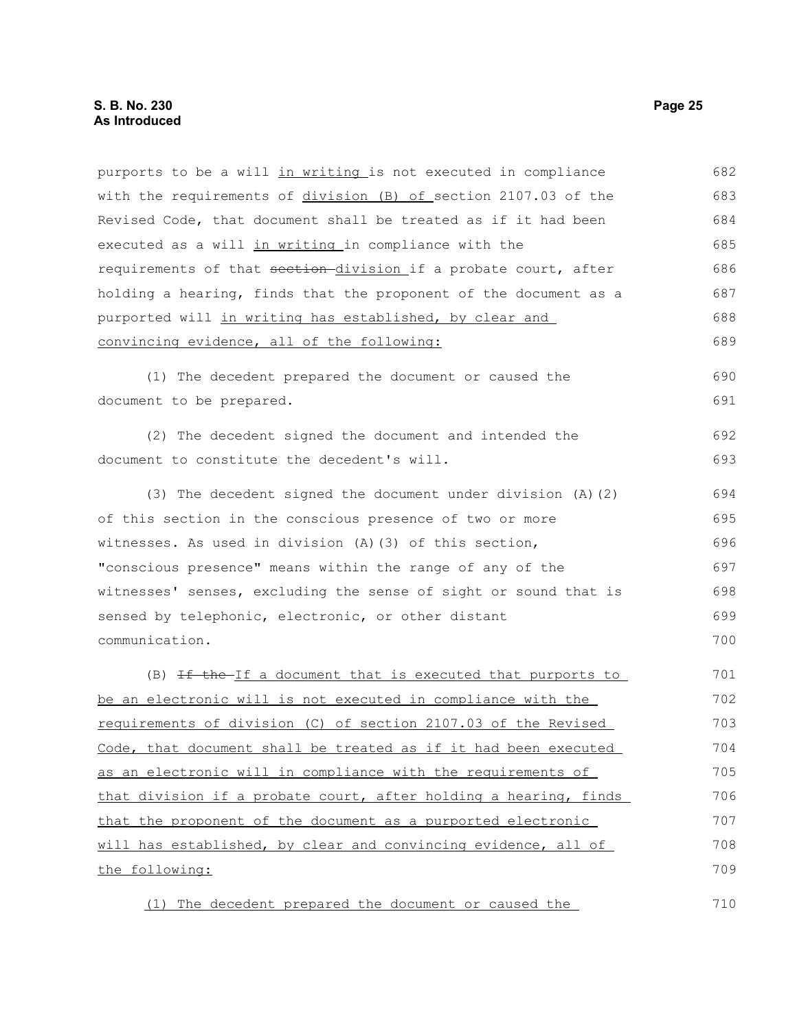purports to be a will in writing is not executed in compliance with the requirements of division (B) of section 2107.03 of the Revised Code, that document shall be treated as if it had been executed as a will in writing in compliance with the requirements of that ~~section~~ division if a probate court, after holding a hearing, finds that the proponent of the document as a purported will in writing has established, by clear and convincing evidence, all of the following:

(1) The decedent prepared the document or caused the document to be prepared.

(2) The decedent signed the document and intended the document to constitute the decedent's will.

(3) The decedent signed the document under division (A)(2) of this section in the conscious presence of two or more witnesses. As used in division (A)(3) of this section, "conscious presence" means within the range of any of the witnesses' senses, excluding the sense of sight or sound that is sensed by telephonic, electronic, or other distant communication.

(B) ~~If the~~ If a document that is executed that purports to be an electronic will is not executed in compliance with the requirements of division (C) of section 2107.03 of the Revised Code, that document shall be treated as if it had been executed as an electronic will in compliance with the requirements of that division if a probate court, after holding a hearing, finds that the proponent of the document as a purported electronic will has established, by clear and convincing evidence, all of the following:

(1) The decedent prepared the document or caused the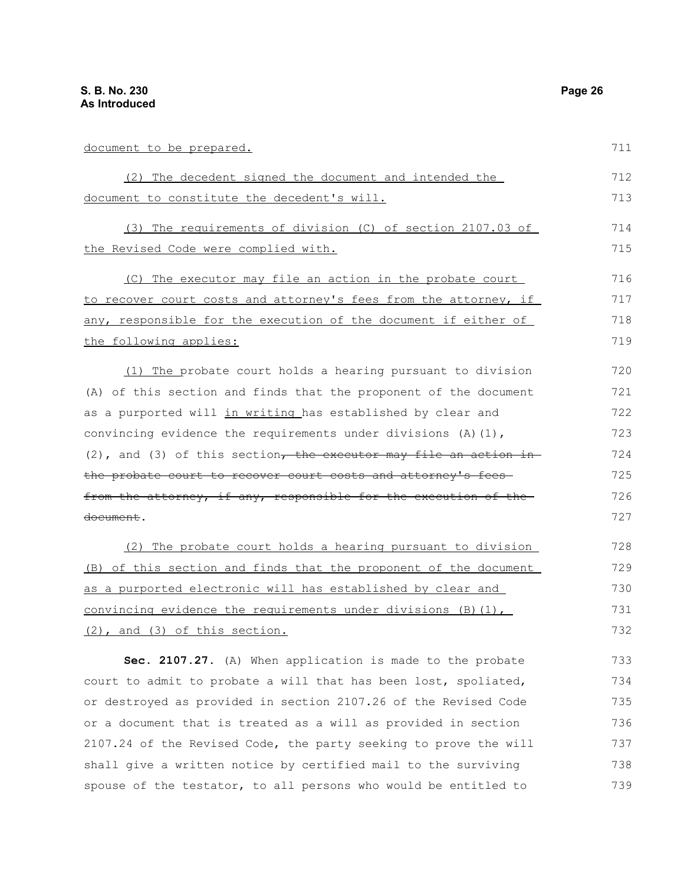document to be prepared.

(2) The decedent signed the document and intended the document to constitute the decedent's will.

(3) The requirements of division (C) of section 2107.03 of the Revised Code were complied with.

(C) The executor may file an action in the probate court to recover court costs and attorney's fees from the attorney, if any, responsible for the execution of the document if either of the following applies:

(1) The probate court holds a hearing pursuant to division (A) of this section and finds that the proponent of the document as a purported will in writing has established by clear and convincing evidence the requirements under divisions (A)(1), (2), and (3) of this section~~, the executor may file an action in the probate court to recover court costs and attorney's fees from the attorney, if any, responsible for the execution of the document~~.

(2) The probate court holds a hearing pursuant to division (B) of this section and finds that the proponent of the document as a purported electronic will has established by clear and convincing evidence the requirements under divisions (B)(1), (2), and (3) of this section.

**Sec. 2107.27.** (A) When application is made to the probate court to admit to probate a will that has been lost, spoliated, or destroyed as provided in section 2107.26 of the Revised Code or a document that is treated as a will as provided in section 2107.24 of the Revised Code, the party seeking to prove the will shall give a written notice by certified mail to the surviving spouse of the testator, to all persons who would be entitled to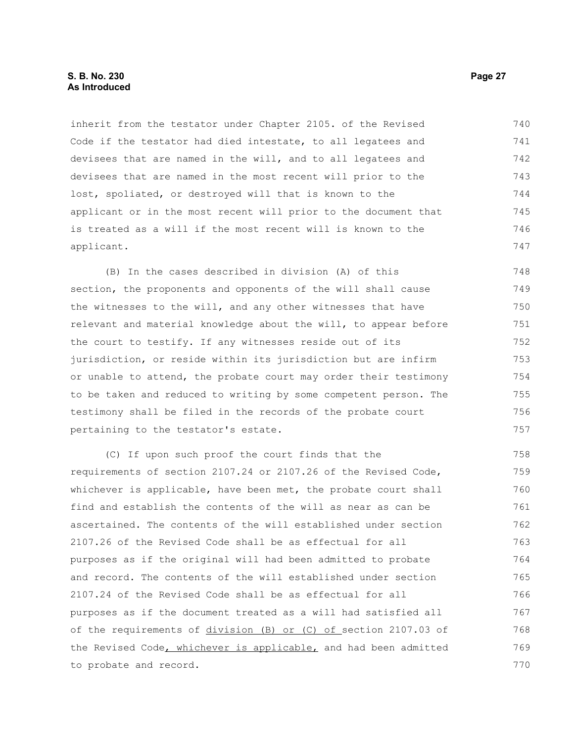inherit from the testator under Chapter 2105. of the Revised Code if the testator had died intestate, to all legatees and devisees that are named in the will, and to all legatees and devisees that are named in the most recent will prior to the lost, spoliated, or destroyed will that is known to the applicant or in the most recent will prior to the document that is treated as a will if the most recent will is known to the applicant.

(B) In the cases described in division (A) of this section, the proponents and opponents of the will shall cause the witnesses to the will, and any other witnesses that have relevant and material knowledge about the will, to appear before the court to testify. If any witnesses reside out of its jurisdiction, or reside within its jurisdiction but are infirm or unable to attend, the probate court may order their testimony to be taken and reduced to writing by some competent person. The testimony shall be filed in the records of the probate court pertaining to the testator's estate.

(C) If upon such proof the court finds that the requirements of section 2107.24 or 2107.26 of the Revised Code, whichever is applicable, have been met, the probate court shall find and establish the contents of the will as near as can be ascertained. The contents of the will established under section 2107.26 of the Revised Code shall be as effectual for all purposes as if the original will had been admitted to probate and record. The contents of the will established under section 2107.24 of the Revised Code shall be as effectual for all purposes as if the document treated as a will had satisfied all of the requirements of division (B) or (C) of section 2107.03 of the Revised Code, whichever is applicable, and had been admitted to probate and record.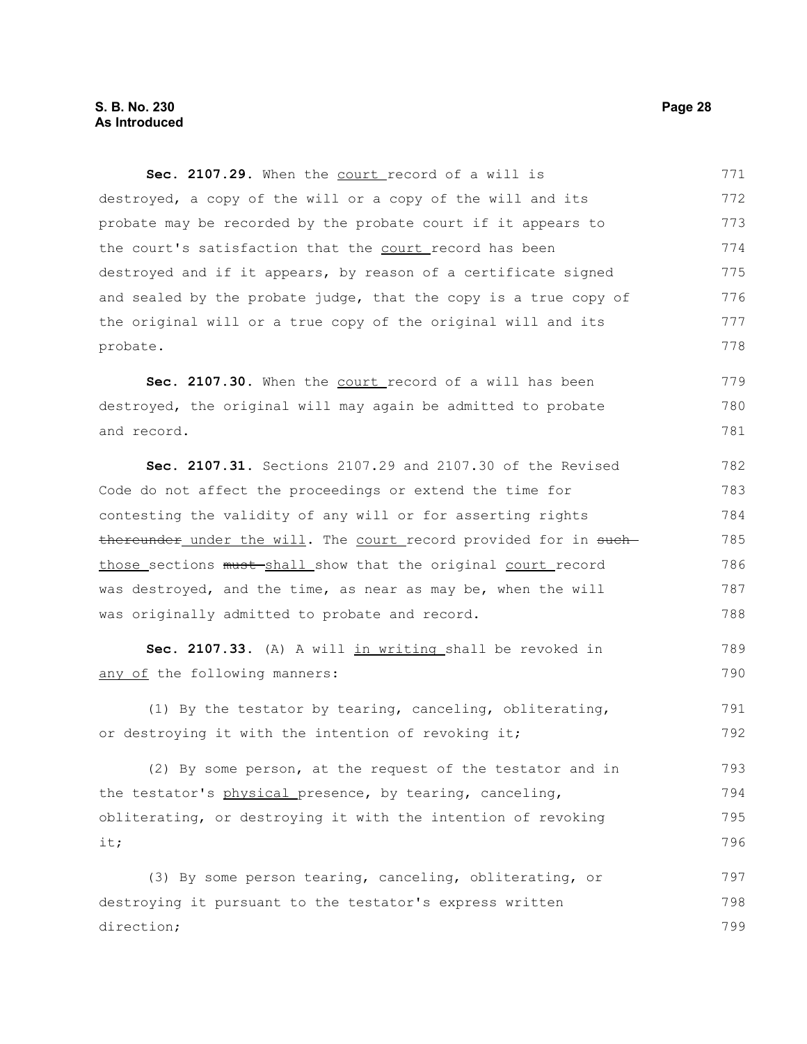**Sec. 2107.29.** When the court record of a will is destroyed, a copy of the will or a copy of the will and its probate may be recorded by the probate court if it appears to the court's satisfaction that the court record has been destroyed and if it appears, by reason of a certificate signed and sealed by the probate judge, that the copy is a true copy of the original will or a true copy of the original will and its probate.

**Sec. 2107.30.** When the court record of a will has been destroyed, the original will may again be admitted to probate and record.

**Sec. 2107.31.** Sections 2107.29 and 2107.30 of the Revised Code do not affect the proceedings or extend the time for contesting the validity of any will or for asserting rights ~~thereunder~~ under the will. The court record provided for in ~~such~~ those sections ~~must~~ shall show that the original court record was destroyed, and the time, as near as may be, when the will was originally admitted to probate and record.

**Sec. 2107.33.** (A) A will in writing shall be revoked in any of the following manners:

(1) By the testator by tearing, canceling, obliterating, or destroying it with the intention of revoking it;

(2) By some person, at the request of the testator and in the testator's physical presence, by tearing, canceling, obliterating, or destroying it with the intention of revoking it;

(3) By some person tearing, canceling, obliterating, or destroying it pursuant to the testator's express written direction;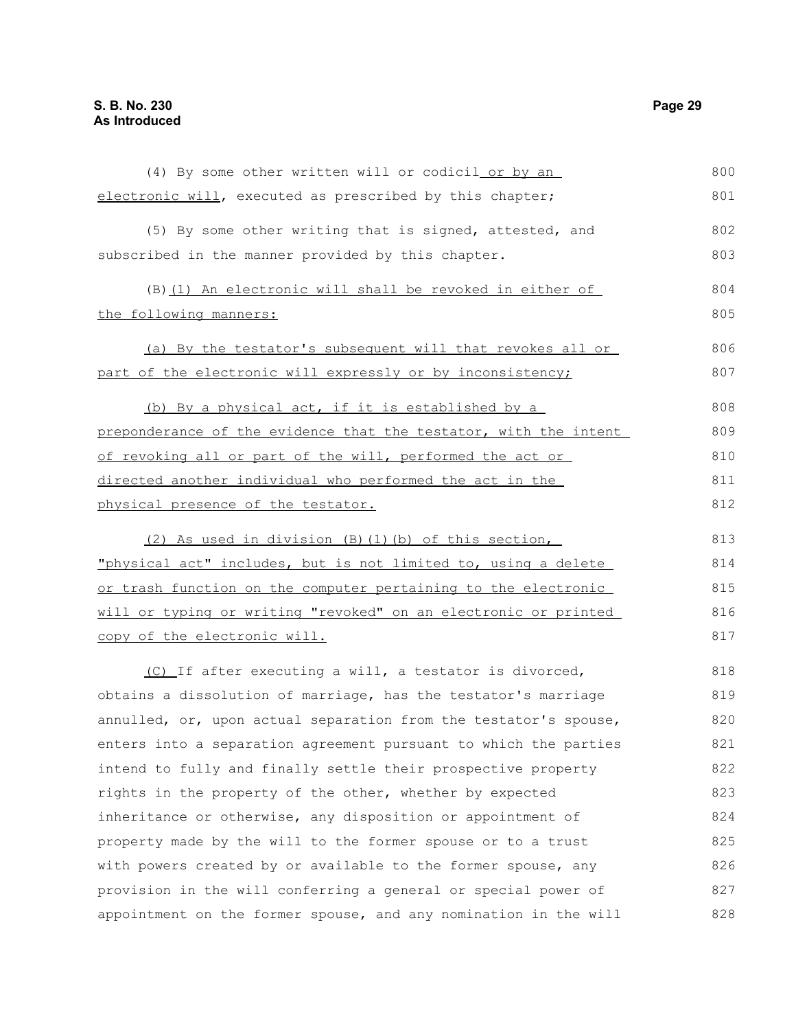(4) By some other written will or codicil or by an electronic will, executed as prescribed by this chapter;

(5) By some other writing that is signed, attested, and subscribed in the manner provided by this chapter.

(B)(1) An electronic will shall be revoked in either of the following manners:

(a) By the testator's subsequent will that revokes all or part of the electronic will expressly or by inconsistency;

(b) By a physical act, if it is established by a preponderance of the evidence that the testator, with the intent of revoking all or part of the will, performed the act or directed another individual who performed the act in the physical presence of the testator.

(2) As used in division (B)(1)(b) of this section, "physical act" includes, but is not limited to, using a delete or trash function on the computer pertaining to the electronic will or typing or writing "revoked" on an electronic or printed copy of the electronic will.

(C) If after executing a will, a testator is divorced, obtains a dissolution of marriage, has the testator's marriage annulled, or, upon actual separation from the testator's spouse, enters into a separation agreement pursuant to which the parties intend to fully and finally settle their prospective property rights in the property of the other, whether by expected inheritance or otherwise, any disposition or appointment of property made by the will to the former spouse or to a trust with powers created by or available to the former spouse, any provision in the will conferring a general or special power of appointment on the former spouse, and any nomination in the will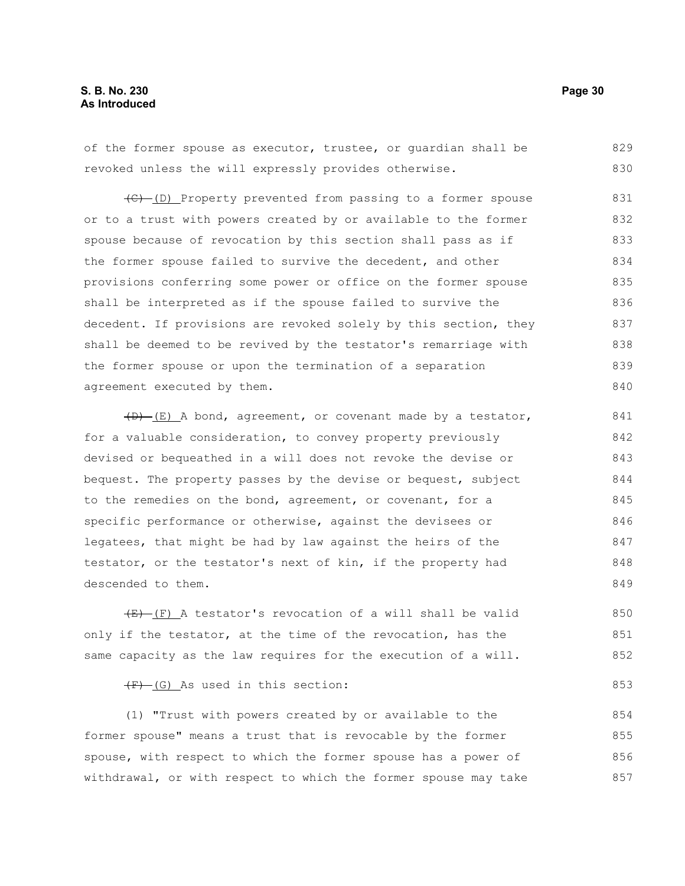of the former spouse as executor, trustee, or guardian shall be revoked unless the will expressly provides otherwise.

~~(C)~~ (D) Property prevented from passing to a former spouse or to a trust with powers created by or available to the former spouse because of revocation by this section shall pass as if the former spouse failed to survive the decedent, and other provisions conferring some power or office on the former spouse shall be interpreted as if the spouse failed to survive the decedent. If provisions are revoked solely by this section, they shall be deemed to be revived by the testator's remarriage with the former spouse or upon the termination of a separation agreement executed by them.

~~(D)~~ (E) A bond, agreement, or covenant made by a testator, for a valuable consideration, to convey property previously devised or bequeathed in a will does not revoke the devise or bequest. The property passes by the devise or bequest, subject to the remedies on the bond, agreement, or covenant, for a specific performance or otherwise, against the devisees or legatees, that might be had by law against the heirs of the testator, or the testator's next of kin, if the property had descended to them.

~~(E)~~ (F) A testator's revocation of a will shall be valid only if the testator, at the time of the revocation, has the same capacity as the law requires for the execution of a will.

~~(F)~~ (G) As used in this section:

(1) "Trust with powers created by or available to the former spouse" means a trust that is revocable by the former spouse, with respect to which the former spouse has a power of withdrawal, or with respect to which the former spouse may take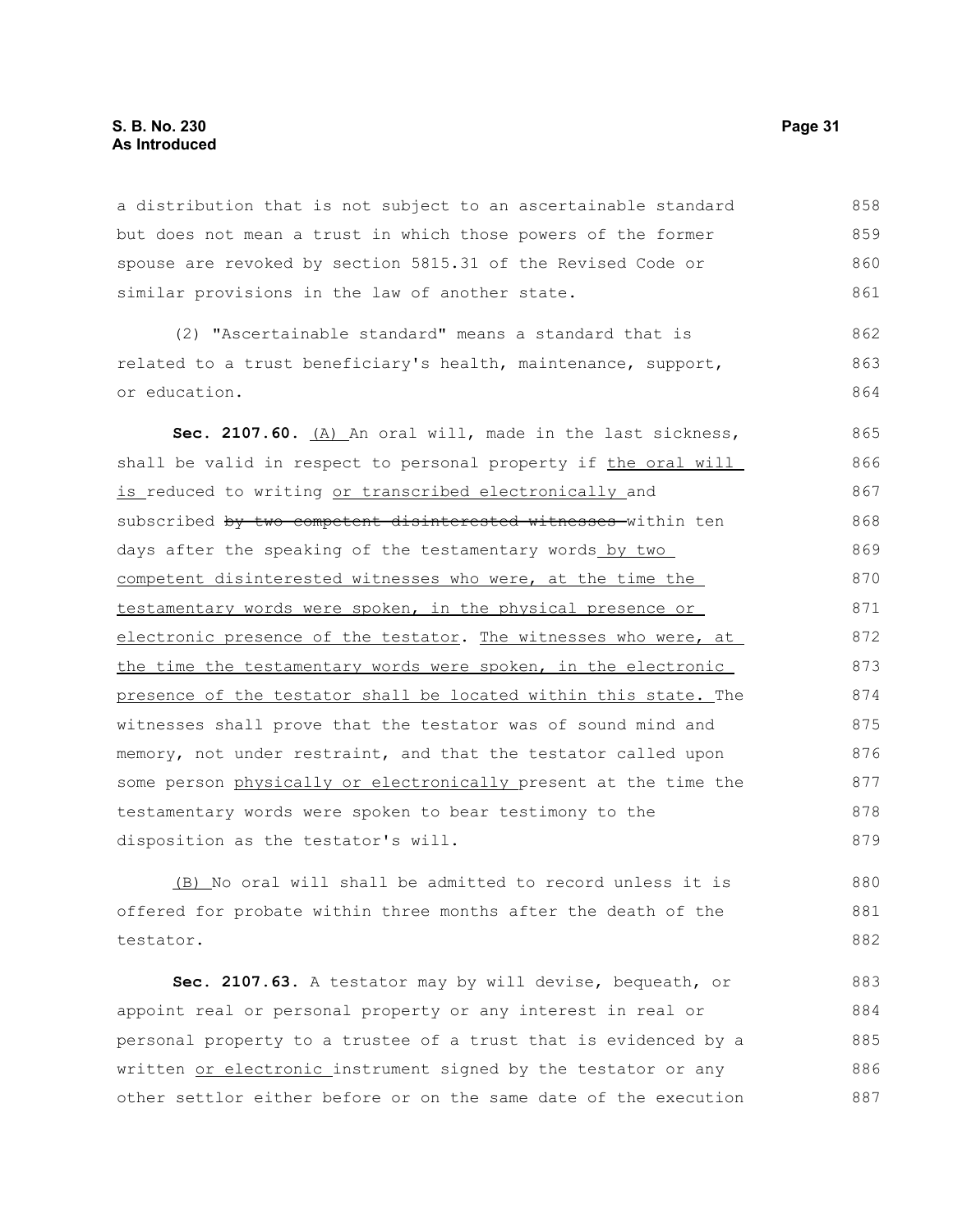a distribution that is not subject to an ascertainable standard but does not mean a trust in which those powers of the former spouse are revoked by section 5815.31 of the Revised Code or similar provisions in the law of another state.

(2) "Ascertainable standard" means a standard that is related to a trust beneficiary's health, maintenance, support, or education.

**Sec. 2107.60.** <u>(A)</u> An oral will, made in the last sickness, shall be valid in respect to personal property if <u>the oral will is</u> reduced to writing <u>or transcribed electronically</u> and subscribed ~~by two competent disinterested witnesses~~ within ten days after the speaking of the testamentary words <u>by two competent disinterested witnesses who were, at the time the testamentary words were spoken, in the physical presence or electronic presence of the testator</u>. <u>The witnesses who were, at the time the testamentary words were spoken, in the electronic presence of the testator shall be located within this state.</u> The witnesses shall prove that the testator was of sound mind and memory, not under restraint, and that the testator called upon some person <u>physically or electronically</u> present at the time the testamentary words were spoken to bear testimony to the disposition as the testator's will.

<u>(B)</u> No oral will shall be admitted to record unless it is offered for probate within three months after the death of the testator.

**Sec. 2107.63.** A testator may by will devise, bequeath, or appoint real or personal property or any interest in real or personal property to a trustee of a trust that is evidenced by a written <u>or electronic</u> instrument signed by the testator or any other settlor either before or on the same date of the execution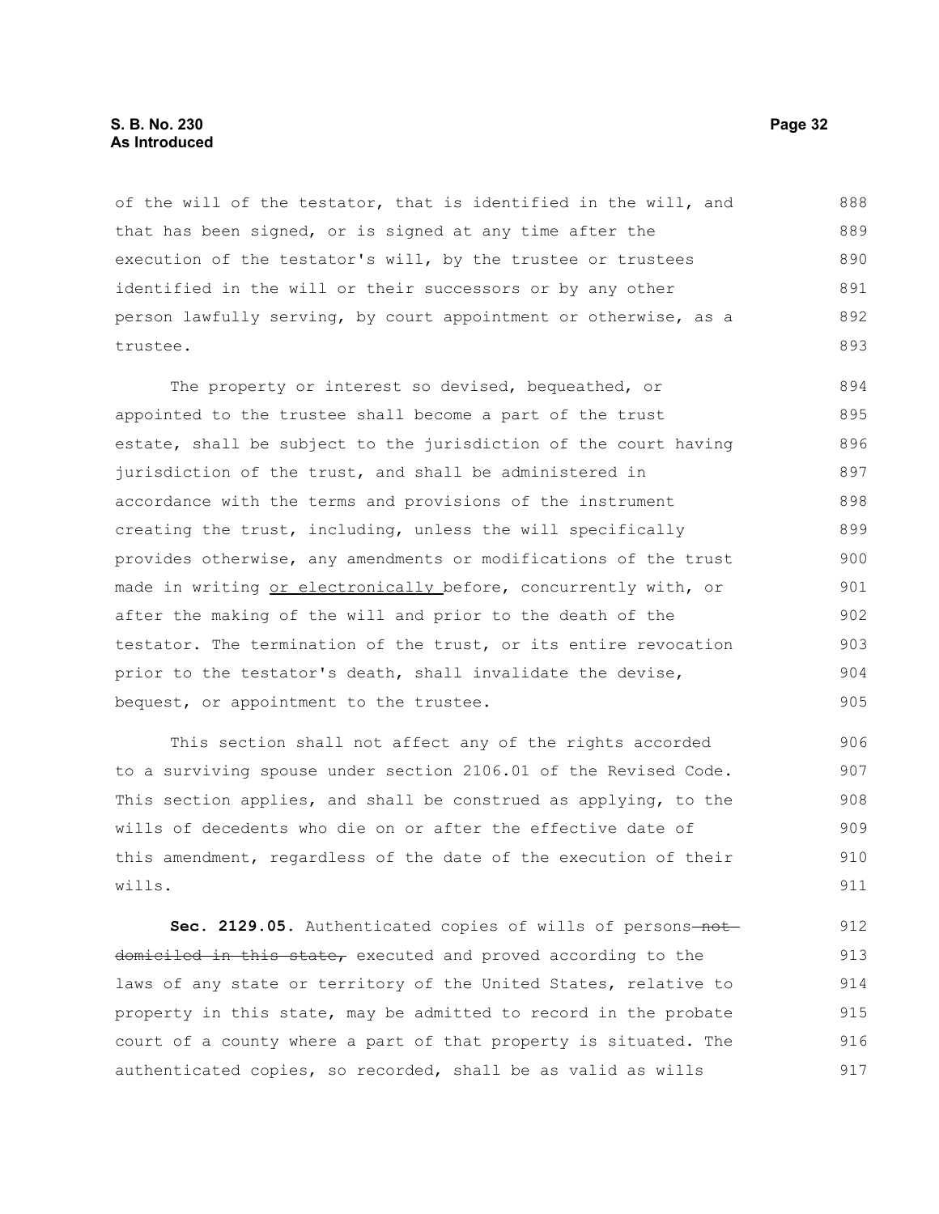of the will of the testator, that is identified in the will, and that has been signed, or is signed at any time after the execution of the testator's will, by the trustee or trustees identified in the will or their successors or by any other person lawfully serving, by court appointment or otherwise, as a trustee.

The property or interest so devised, bequeathed, or appointed to the trustee shall become a part of the trust estate, shall be subject to the jurisdiction of the court having jurisdiction of the trust, and shall be administered in accordance with the terms and provisions of the instrument creating the trust, including, unless the will specifically provides otherwise, any amendments or modifications of the trust made in writing <u>or electronically</u> before, concurrently with, or after the making of the will and prior to the death of the testator. The termination of the trust, or its entire revocation prior to the testator's death, shall invalidate the devise, bequest, or appointment to the trustee.

This section shall not affect any of the rights accorded to a surviving spouse under section 2106.01 of the Revised Code. This section applies, and shall be construed as applying, to the wills of decedents who die on or after the effective date of this amendment, regardless of the date of the execution of their wills.

**Sec. 2129.05.** Authenticated copies of wills of persons ~~not domiciled in this state,~~ executed and proved according to the laws of any state or territory of the United States, relative to property in this state, may be admitted to record in the probate court of a county where a part of that property is situated. The authenticated copies, so recorded, shall be as valid as wills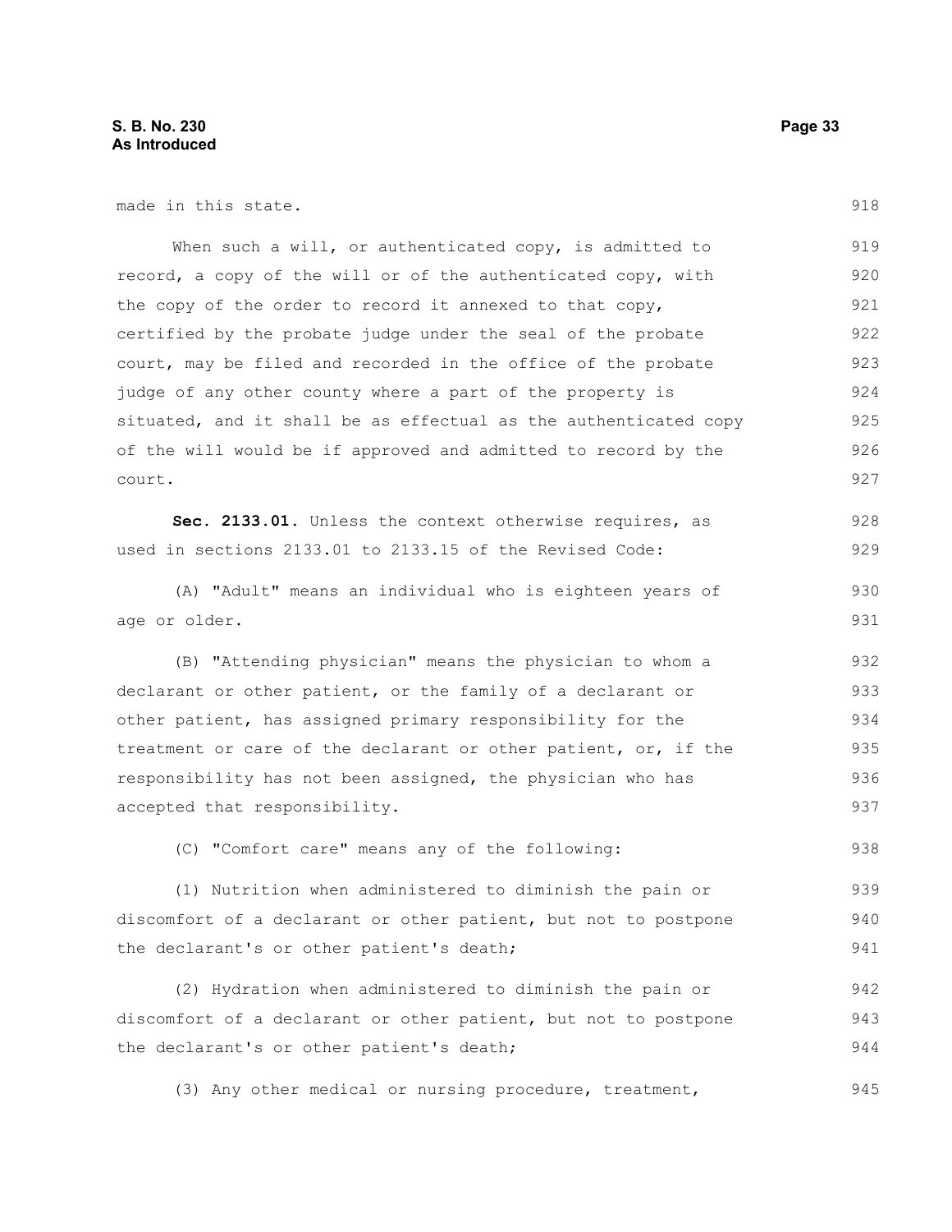made in this state.

When such a will, or authenticated copy, is admitted to record, a copy of the will or of the authenticated copy, with the copy of the order to record it annexed to that copy, certified by the probate judge under the seal of the probate court, may be filed and recorded in the office of the probate judge of any other county where a part of the property is situated, and it shall be as effectual as the authenticated copy of the will would be if approved and admitted to record by the court.

**Sec. 2133.01.** Unless the context otherwise requires, as used in sections 2133.01 to 2133.15 of the Revised Code:

(A) "Adult" means an individual who is eighteen years of age or older.

(B) "Attending physician" means the physician to whom a declarant or other patient, or the family of a declarant or other patient, has assigned primary responsibility for the treatment or care of the declarant or other patient, or, if the responsibility has not been assigned, the physician who has accepted that responsibility.

(C) "Comfort care" means any of the following:

(1) Nutrition when administered to diminish the pain or discomfort of a declarant or other patient, but not to postpone the declarant's or other patient's death;

(2) Hydration when administered to diminish the pain or discomfort of a declarant or other patient, but not to postpone the declarant's or other patient's death;

(3) Any other medical or nursing procedure, treatment,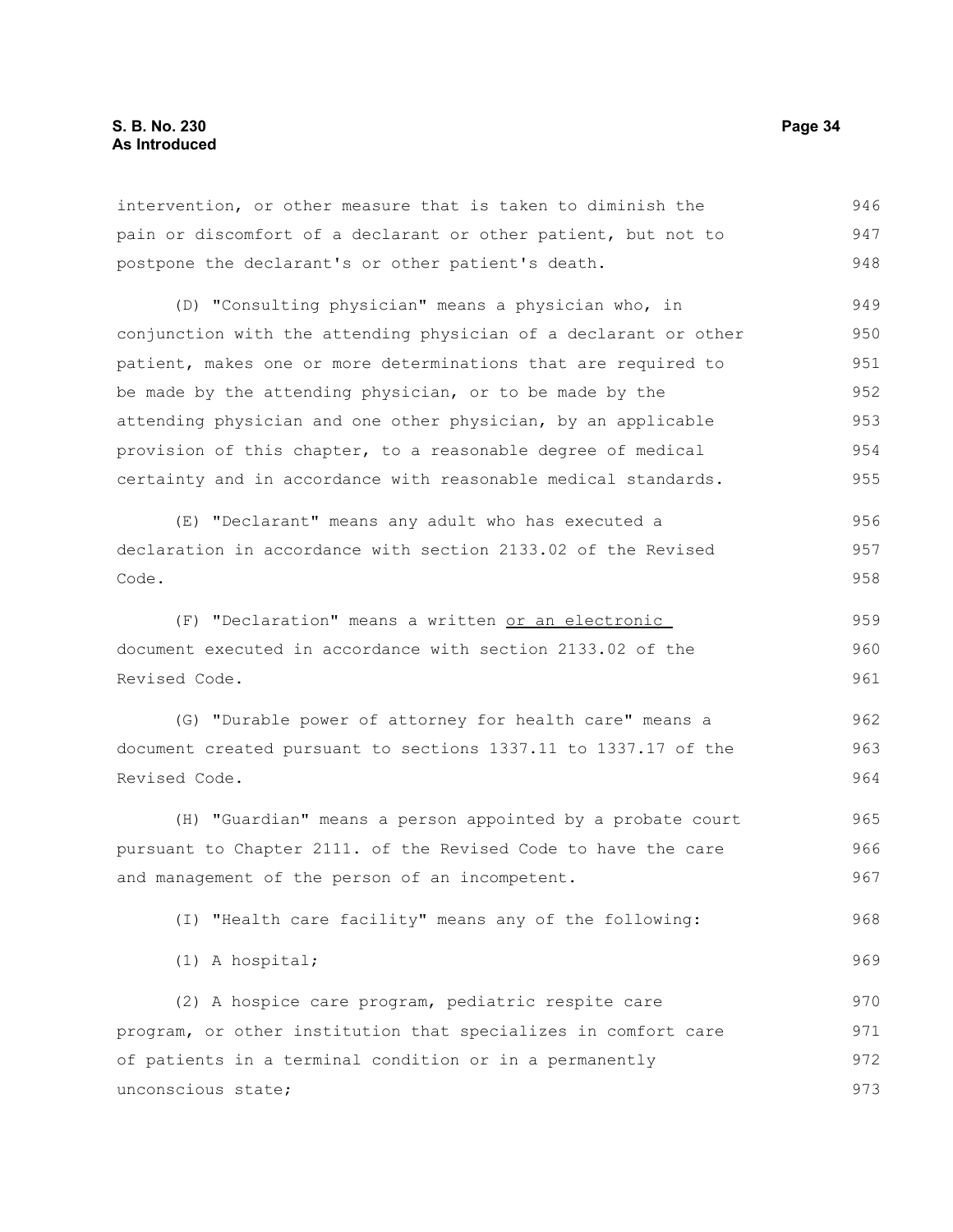intervention, or other measure that is taken to diminish the pain or discomfort of a declarant or other patient, but not to postpone the declarant's or other patient's death.

(D) "Consulting physician" means a physician who, in conjunction with the attending physician of a declarant or other patient, makes one or more determinations that are required to be made by the attending physician, or to be made by the attending physician and one other physician, by an applicable provision of this chapter, to a reasonable degree of medical certainty and in accordance with reasonable medical standards.

(E) "Declarant" means any adult who has executed a declaration in accordance with section 2133.02 of the Revised Code.

(F) "Declaration" means a written <u>or an electronic</u> document executed in accordance with section 2133.02 of the Revised Code.

(G) "Durable power of attorney for health care" means a document created pursuant to sections 1337.11 to 1337.17 of the Revised Code.

(H) "Guardian" means a person appointed by a probate court pursuant to Chapter 2111. of the Revised Code to have the care and management of the person of an incompetent.

(I) "Health care facility" means any of the following:

(1) A hospital;

(2) A hospice care program, pediatric respite care program, or other institution that specializes in comfort care of patients in a terminal condition or in a permanently unconscious state;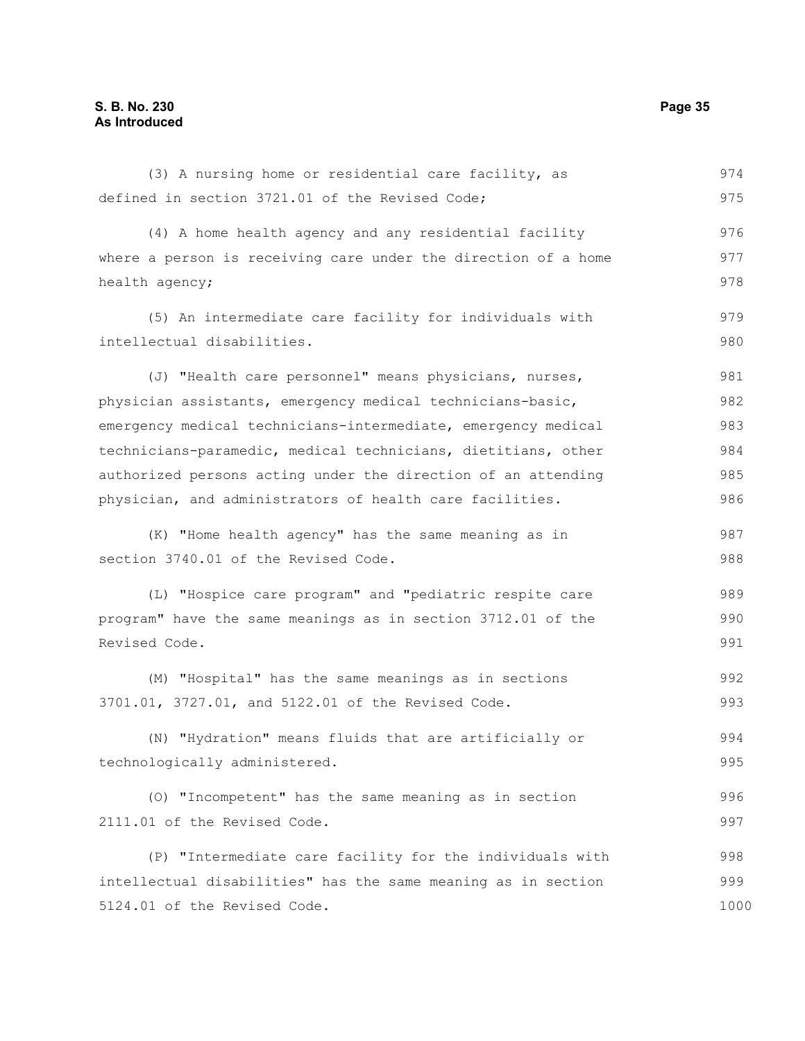(3) A nursing home or residential care facility, as defined in section 3721.01 of the Revised Code;

(4) A home health agency and any residential facility where a person is receiving care under the direction of a home health agency;

(5) An intermediate care facility for individuals with intellectual disabilities.

(J) "Health care personnel" means physicians, nurses, physician assistants, emergency medical technicians-basic, emergency medical technicians-intermediate, emergency medical technicians-paramedic, medical technicians, dietitians, other authorized persons acting under the direction of an attending physician, and administrators of health care facilities.

(K) "Home health agency" has the same meaning as in section 3740.01 of the Revised Code.

(L) "Hospice care program" and "pediatric respite care program" have the same meanings as in section 3712.01 of the Revised Code.

(M) "Hospital" has the same meanings as in sections 3701.01, 3727.01, and 5122.01 of the Revised Code.

(N) "Hydration" means fluids that are artificially or technologically administered.

(O) "Incompetent" has the same meaning as in section 2111.01 of the Revised Code.

(P) "Intermediate care facility for the individuals with intellectual disabilities" has the same meaning as in section 5124.01 of the Revised Code.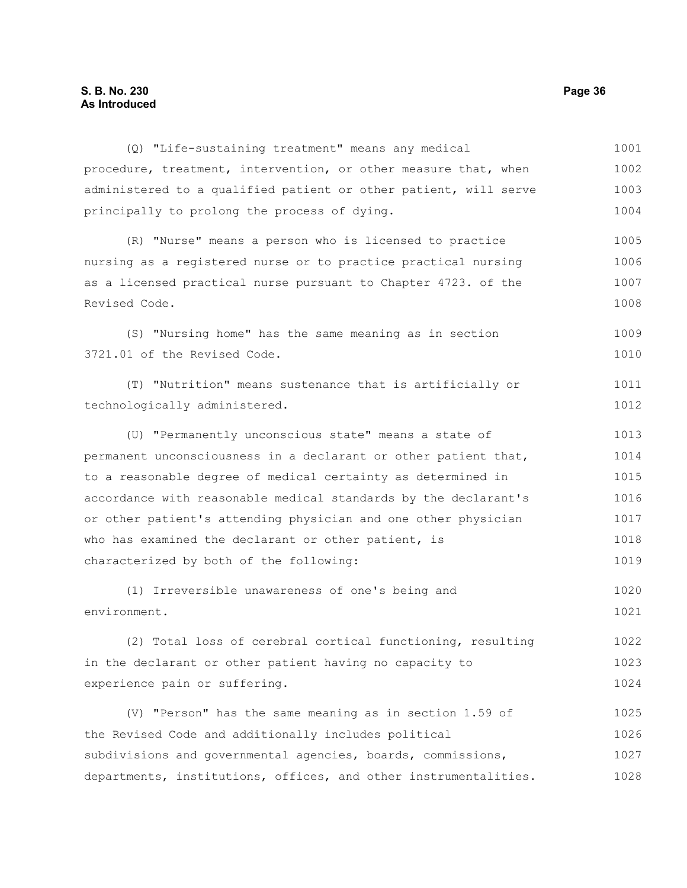(Q) "Life-sustaining treatment" means any medical procedure, treatment, intervention, or other measure that, when administered to a qualified patient or other patient, will serve principally to prolong the process of dying.

(R) "Nurse" means a person who is licensed to practice nursing as a registered nurse or to practice practical nursing as a licensed practical nurse pursuant to Chapter 4723. of the Revised Code.

(S) "Nursing home" has the same meaning as in section 3721.01 of the Revised Code.

(T) "Nutrition" means sustenance that is artificially or technologically administered.

(U) "Permanently unconscious state" means a state of permanent unconsciousness in a declarant or other patient that, to a reasonable degree of medical certainty as determined in accordance with reasonable medical standards by the declarant's or other patient's attending physician and one other physician who has examined the declarant or other patient, is characterized by both of the following:

(1) Irreversible unawareness of one's being and environment.

(2) Total loss of cerebral cortical functioning, resulting in the declarant or other patient having no capacity to experience pain or suffering.

(V) "Person" has the same meaning as in section 1.59 of the Revised Code and additionally includes political subdivisions and governmental agencies, boards, commissions, departments, institutions, offices, and other instrumentalities.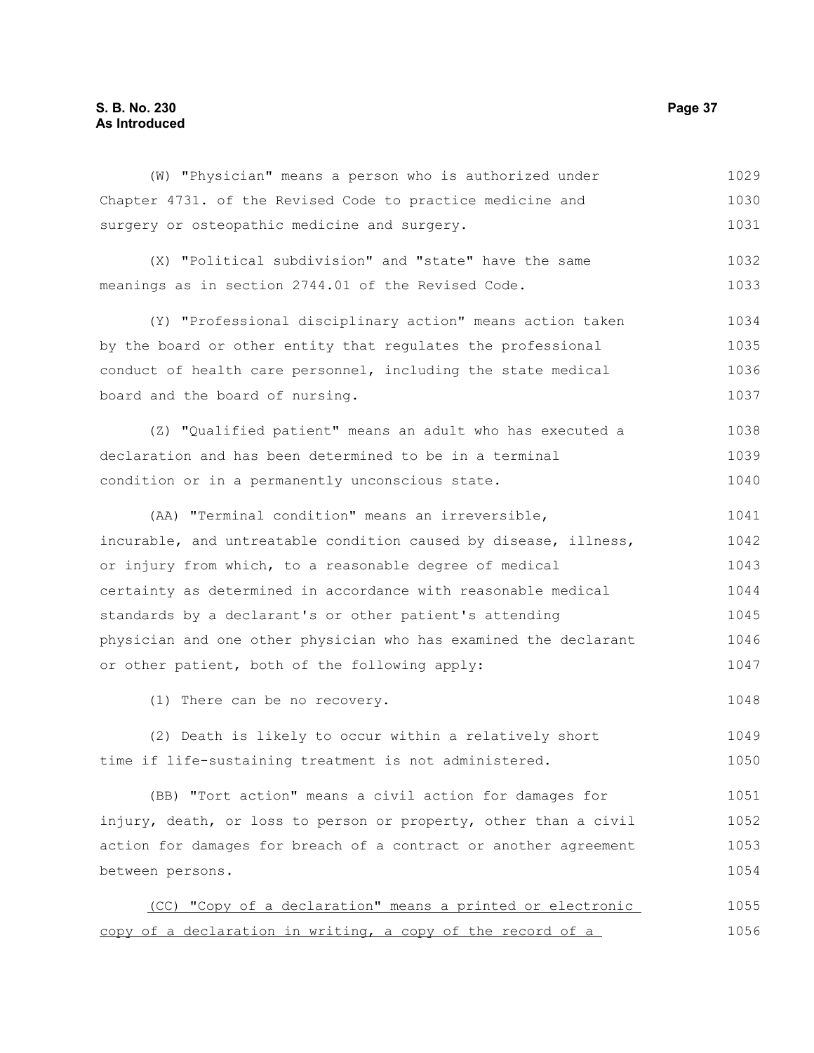(W) "Physician" means a person who is authorized under Chapter 4731. of the Revised Code to practice medicine and surgery or osteopathic medicine and surgery.

(X) "Political subdivision" and "state" have the same meanings as in section 2744.01 of the Revised Code.

(Y) "Professional disciplinary action" means action taken by the board or other entity that regulates the professional conduct of health care personnel, including the state medical board and the board of nursing.

(Z) "Qualified patient" means an adult who has executed a declaration and has been determined to be in a terminal condition or in a permanently unconscious state.

(AA) "Terminal condition" means an irreversible, incurable, and untreatable condition caused by disease, illness, or injury from which, to a reasonable degree of medical certainty as determined in accordance with reasonable medical standards by a declarant's or other patient's attending physician and one other physician who has examined the declarant or other patient, both of the following apply:

(1) There can be no recovery.

(2) Death is likely to occur within a relatively short time if life-sustaining treatment is not administered.

(BB) "Tort action" means a civil action for damages for injury, death, or loss to person or property, other than a civil action for damages for breach of a contract or another agreement between persons.

<u>(CC) "Copy of a declaration" means a printed or electronic copy of a declaration in writing, a copy of the record of a</u>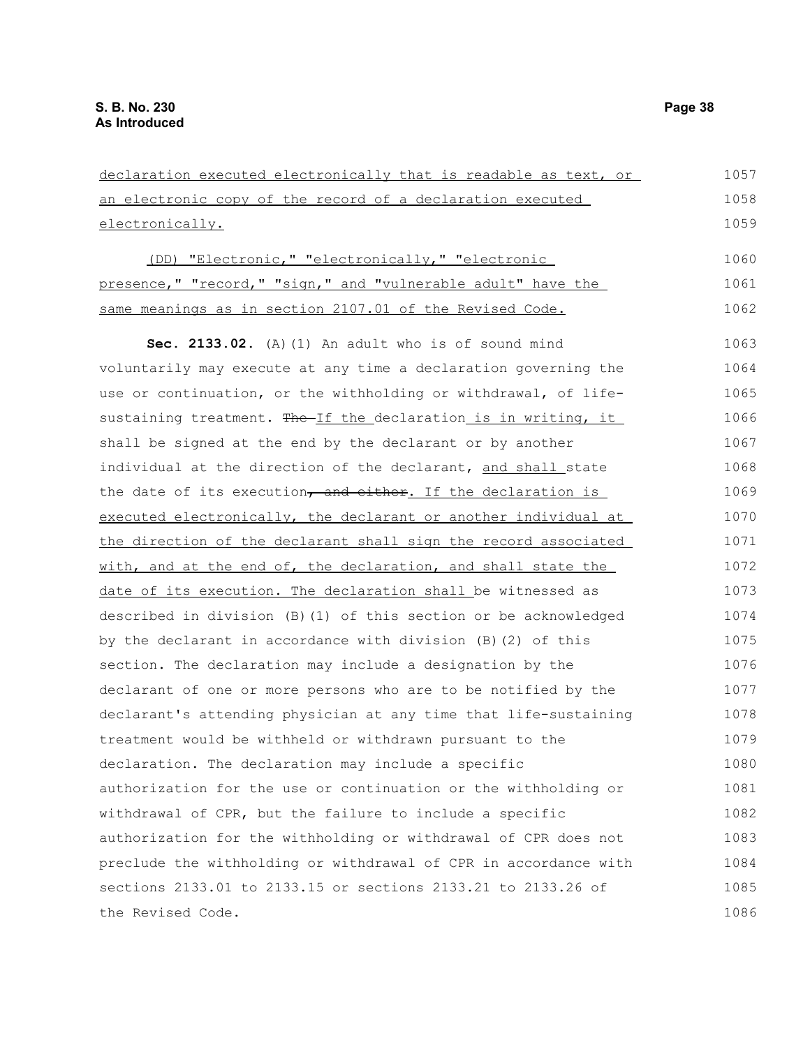declaration executed electronically that is readable as text, or an electronic copy of the record of a declaration executed electronically.

(DD) "Electronic," "electronically," "electronic presence," "record," "sign," and "vulnerable adult" have the same meanings as in section 2107.01 of the Revised Code.

**Sec. 2133.02.** (A)(1) An adult who is of sound mind voluntarily may execute at any time a declaration governing the use or continuation, or the withholding or withdrawal, of life-sustaining treatment. ~~The~~ If the declaration is in writing, it shall be signed at the end by the declarant or by another individual at the direction of the declarant, and shall state the date of its execution~~, and either~~. If the declaration is executed electronically, the declarant or another individual at the direction of the declarant shall sign the record associated with, and at the end of, the declaration, and shall state the date of its execution. The declaration shall be witnessed as described in division (B)(1) of this section or be acknowledged by the declarant in accordance with division (B)(2) of this section. The declaration may include a designation by the declarant of one or more persons who are to be notified by the declarant's attending physician at any time that life-sustaining treatment would be withheld or withdrawn pursuant to the declaration. The declaration may include a specific authorization for the use or continuation or the withholding or withdrawal of CPR, but the failure to include a specific authorization for the withholding or withdrawal of CPR does not preclude the withholding or withdrawal of CPR in accordance with sections 2133.01 to 2133.15 or sections 2133.21 to 2133.26 of the Revised Code.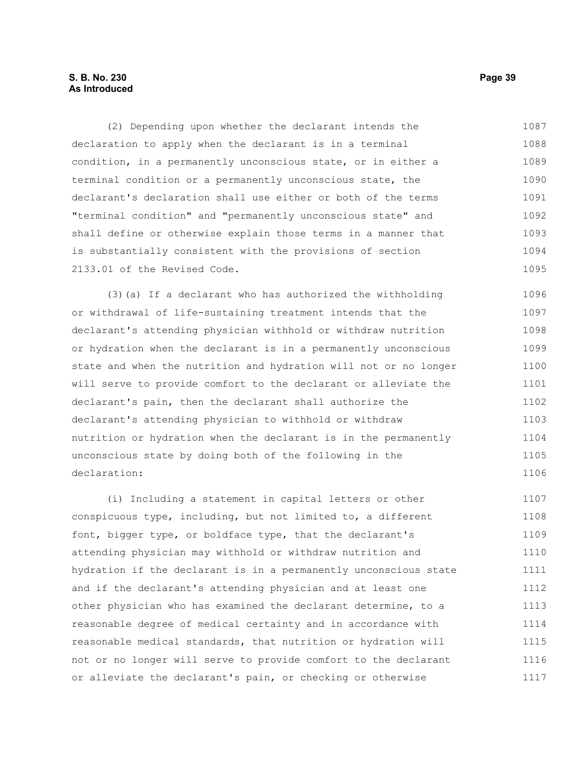(2) Depending upon whether the declarant intends the declaration to apply when the declarant is in a terminal condition, in a permanently unconscious state, or in either a terminal condition or a permanently unconscious state, the declarant's declaration shall use either or both of the terms "terminal condition" and "permanently unconscious state" and shall define or otherwise explain those terms in a manner that is substantially consistent with the provisions of section 2133.01 of the Revised Code.

(3)(a) If a declarant who has authorized the withholding or withdrawal of life-sustaining treatment intends that the declarant's attending physician withhold or withdraw nutrition or hydration when the declarant is in a permanently unconscious state and when the nutrition and hydration will not or no longer will serve to provide comfort to the declarant or alleviate the declarant's pain, then the declarant shall authorize the declarant's attending physician to withhold or withdraw nutrition or hydration when the declarant is in the permanently unconscious state by doing both of the following in the declaration:

(i) Including a statement in capital letters or other conspicuous type, including, but not limited to, a different font, bigger type, or boldface type, that the declarant's attending physician may withhold or withdraw nutrition and hydration if the declarant is in a permanently unconscious state and if the declarant's attending physician and at least one other physician who has examined the declarant determine, to a reasonable degree of medical certainty and in accordance with reasonable medical standards, that nutrition or hydration will not or no longer will serve to provide comfort to the declarant or alleviate the declarant's pain, or checking or otherwise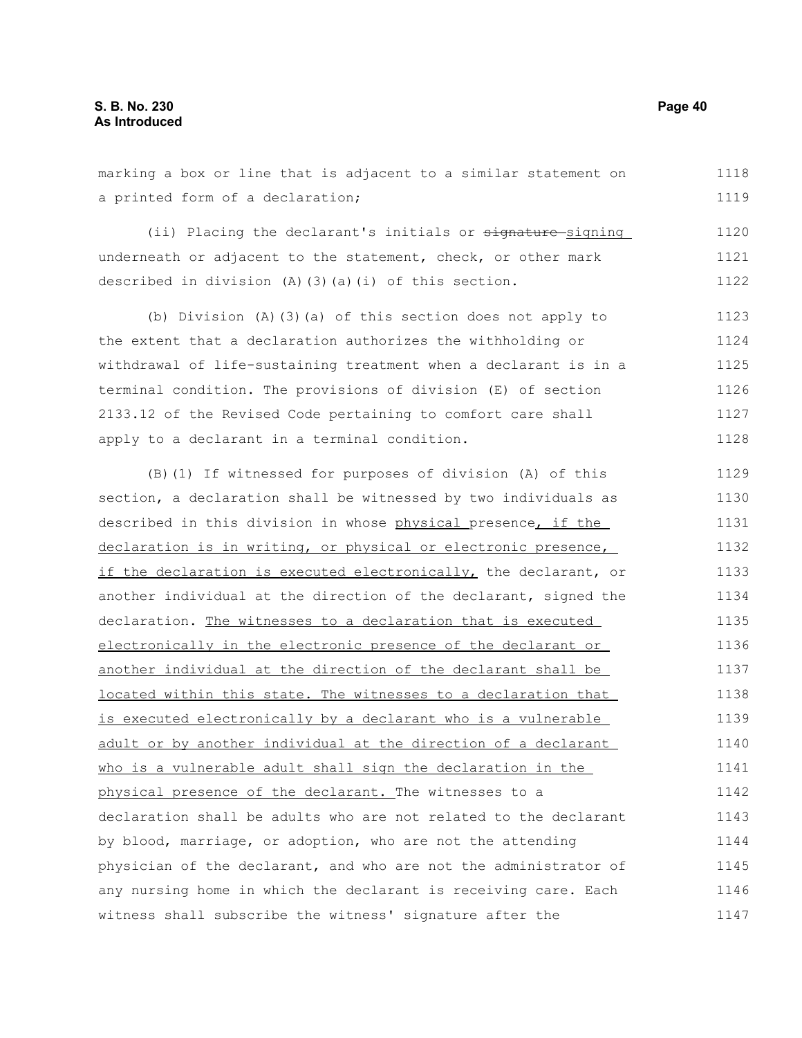marking a box or line that is adjacent to a similar statement on a printed form of a declaration;

(ii) Placing the declarant's initials or ~~signature~~ signing underneath or adjacent to the statement, check, or other mark described in division (A)(3)(a)(i) of this section.

(b) Division (A)(3)(a) of this section does not apply to the extent that a declaration authorizes the withholding or withdrawal of life-sustaining treatment when a declarant is in a terminal condition. The provisions of division (E) of section 2133.12 of the Revised Code pertaining to comfort care shall apply to a declarant in a terminal condition.

(B)(1) If witnessed for purposes of division (A) of this section, a declaration shall be witnessed by two individuals as described in this division in whose physical presence, if the declaration is in writing, or physical or electronic presence, if the declaration is executed electronically, the declarant, or another individual at the direction of the declarant, signed the declaration. The witnesses to a declaration that is executed electronically in the electronic presence of the declarant or another individual at the direction of the declarant shall be located within this state. The witnesses to a declaration that is executed electronically by a declarant who is a vulnerable adult or by another individual at the direction of a declarant who is a vulnerable adult shall sign the declaration in the physical presence of the declarant. The witnesses to a declaration shall be adults who are not related to the declarant by blood, marriage, or adoption, who are not the attending physician of the declarant, and who are not the administrator of any nursing home in which the declarant is receiving care. Each witness shall subscribe the witness' signature after the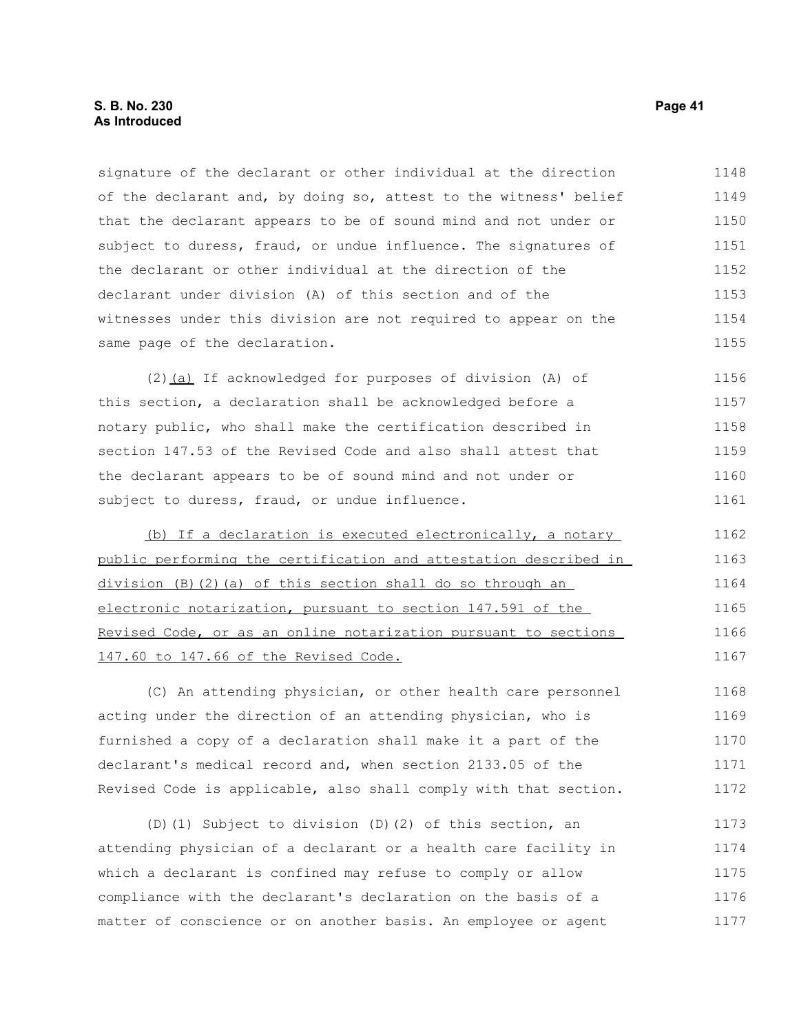signature of the declarant or other individual at the direction of the declarant and, by doing so, attest to the witness' belief that the declarant appears to be of sound mind and not under or subject to duress, fraud, or undue influence. The signatures of the declarant or other individual at the direction of the declarant under division (A) of this section and of the witnesses under this division are not required to appear on the same page of the declaration.

(2)(a) If acknowledged for purposes of division (A) of this section, a declaration shall be acknowledged before a notary public, who shall make the certification described in section 147.53 of the Revised Code and also shall attest that the declarant appears to be of sound mind and not under or subject to duress, fraud, or undue influence.

(b) If a declaration is executed electronically, a notary public performing the certification and attestation described in division (B)(2)(a) of this section shall do so through an electronic notarization, pursuant to section 147.591 of the Revised Code, or as an online notarization pursuant to sections 147.60 to 147.66 of the Revised Code.

(C) An attending physician, or other health care personnel acting under the direction of an attending physician, who is furnished a copy of a declaration shall make it a part of the declarant's medical record and, when section 2133.05 of the Revised Code is applicable, also shall comply with that section.

(D)(1) Subject to division (D)(2) of this section, an attending physician of a declarant or a health care facility in which a declarant is confined may refuse to comply or allow compliance with the declarant's declaration on the basis of a matter of conscience or on another basis. An employee or agent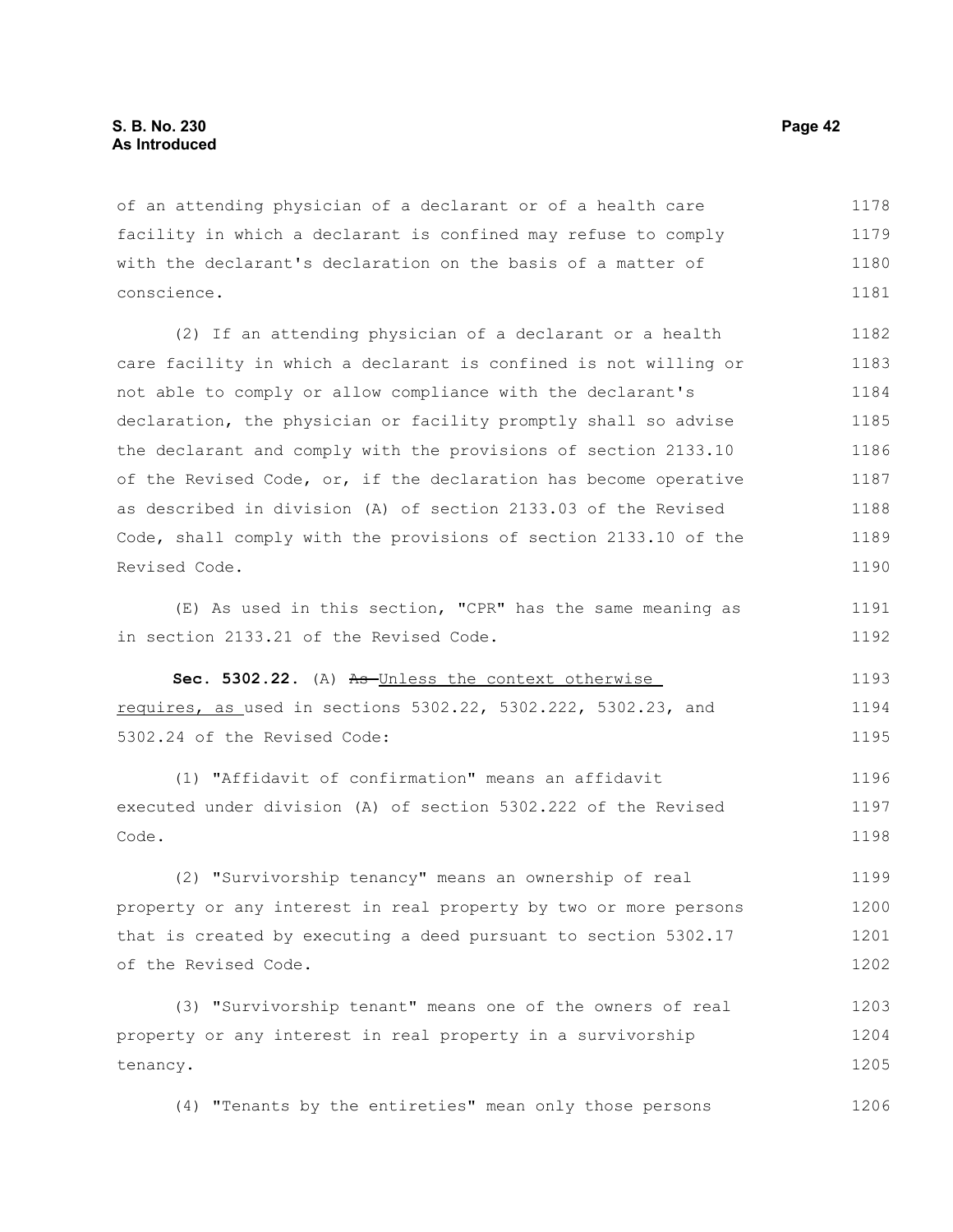of an attending physician of a declarant or of a health care facility in which a declarant is confined may refuse to comply with the declarant's declaration on the basis of a matter of conscience.

(2) If an attending physician of a declarant or a health care facility in which a declarant is confined is not willing or not able to comply or allow compliance with the declarant's declaration, the physician or facility promptly shall so advise the declarant and comply with the provisions of section 2133.10 of the Revised Code, or, if the declaration has become operative as described in division (A) of section 2133.03 of the Revised Code, shall comply with the provisions of section 2133.10 of the Revised Code.

(E) As used in this section, "CPR" has the same meaning as in section 2133.21 of the Revised Code.

**Sec. 5302.22.** (A) ~~As~~ Unless the context otherwise requires, as used in sections 5302.22, 5302.222, 5302.23, and 5302.24 of the Revised Code:

(1) "Affidavit of confirmation" means an affidavit executed under division (A) of section 5302.222 of the Revised Code.

(2) "Survivorship tenancy" means an ownership of real property or any interest in real property by two or more persons that is created by executing a deed pursuant to section 5302.17 of the Revised Code.

(3) "Survivorship tenant" means one of the owners of real property or any interest in real property in a survivorship tenancy.

(4) "Tenants by the entireties" mean only those persons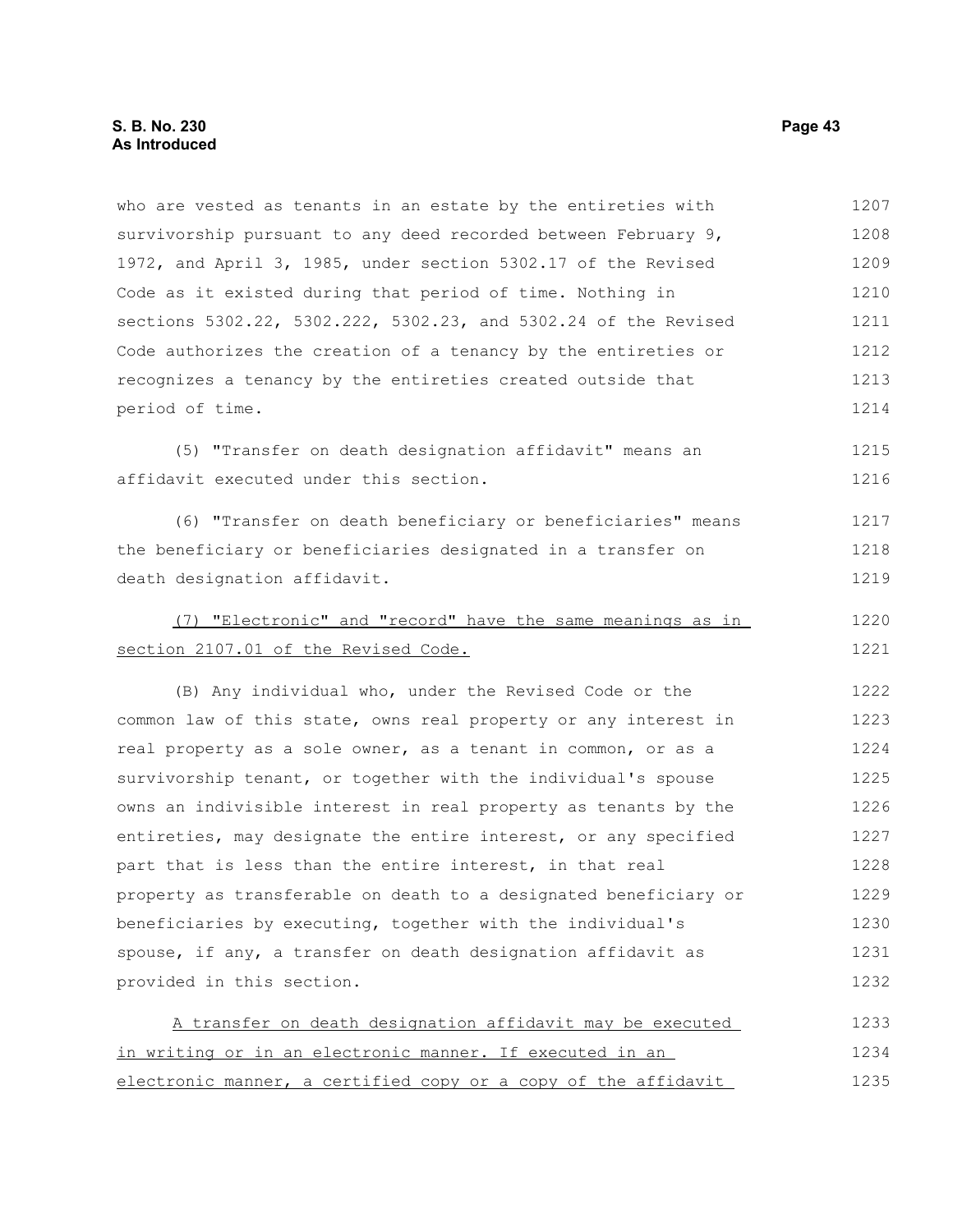who are vested as tenants in an estate by the entireties with survivorship pursuant to any deed recorded between February 9, 1972, and April 3, 1985, under section 5302.17 of the Revised Code as it existed during that period of time. Nothing in sections 5302.22, 5302.222, 5302.23, and 5302.24 of the Revised Code authorizes the creation of a tenancy by the entireties or recognizes a tenancy by the entireties created outside that period of time.

(5) "Transfer on death designation affidavit" means an affidavit executed under this section.

(6) "Transfer on death beneficiary or beneficiaries" means the beneficiary or beneficiaries designated in a transfer on death designation affidavit.

<u>(7) "Electronic" and "record" have the same meanings as in section 2107.01 of the Revised Code.</u>

(B) Any individual who, under the Revised Code or the common law of this state, owns real property or any interest in real property as a sole owner, as a tenant in common, or as a survivorship tenant, or together with the individual's spouse owns an indivisible interest in real property as tenants by the entireties, may designate the entire interest, or any specified part that is less than the entire interest, in that real property as transferable on death to a designated beneficiary or beneficiaries by executing, together with the individual's spouse, if any, a transfer on death designation affidavit as provided in this section.

<u>A transfer on death designation affidavit may be executed in writing or in an electronic manner. If executed in an electronic manner, a certified copy or a copy of the affidavit</u>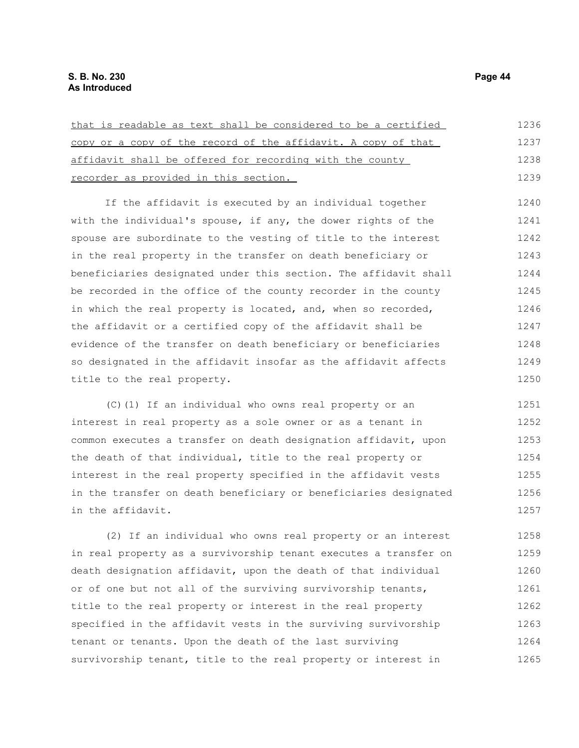that is readable as text shall be considered to be a certified copy or a copy of the record of the affidavit. A copy of that affidavit shall be offered for recording with the county recorder as provided in this section.

If the affidavit is executed by an individual together with the individual's spouse, if any, the dower rights of the spouse are subordinate to the vesting of title to the interest in the real property in the transfer on death beneficiary or beneficiaries designated under this section. The affidavit shall be recorded in the office of the county recorder in the county in which the real property is located, and, when so recorded, the affidavit or a certified copy of the affidavit shall be evidence of the transfer on death beneficiary or beneficiaries so designated in the affidavit insofar as the affidavit affects title to the real property.

(C)(1) If an individual who owns real property or an interest in real property as a sole owner or as a tenant in common executes a transfer on death designation affidavit, upon the death of that individual, title to the real property or interest in the real property specified in the affidavit vests in the transfer on death beneficiary or beneficiaries designated in the affidavit.

(2) If an individual who owns real property or an interest in real property as a survivorship tenant executes a transfer on death designation affidavit, upon the death of that individual or of one but not all of the surviving survivorship tenants, title to the real property or interest in the real property specified in the affidavit vests in the surviving survivorship tenant or tenants. Upon the death of the last surviving survivorship tenant, title to the real property or interest in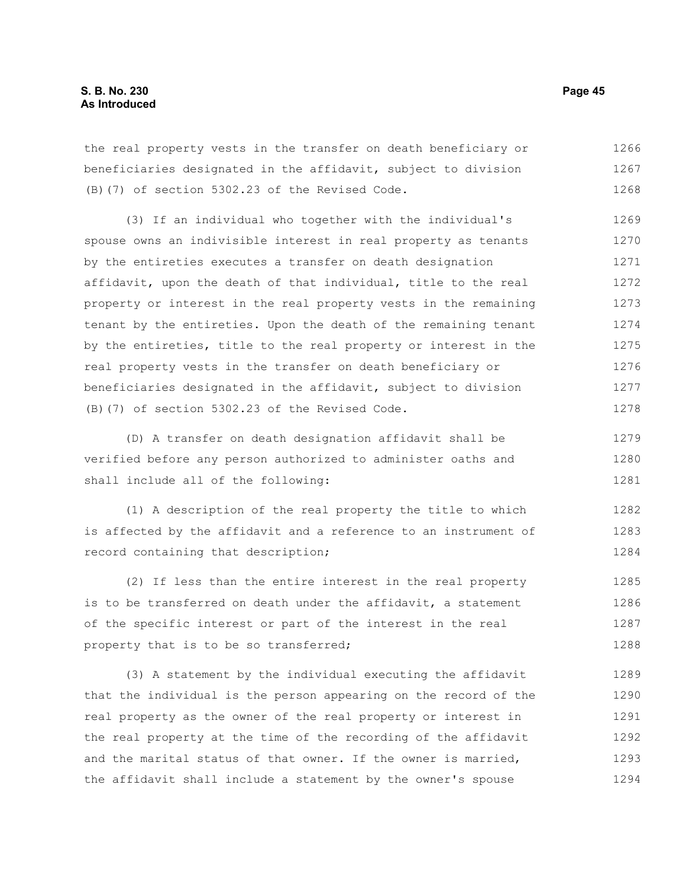the real property vests in the transfer on death beneficiary or beneficiaries designated in the affidavit, subject to division (B)(7) of section 5302.23 of the Revised Code.

(3) If an individual who together with the individual's spouse owns an indivisible interest in real property as tenants by the entireties executes a transfer on death designation affidavit, upon the death of that individual, title to the real property or interest in the real property vests in the remaining tenant by the entireties. Upon the death of the remaining tenant by the entireties, title to the real property or interest in the real property vests in the transfer on death beneficiary or beneficiaries designated in the affidavit, subject to division (B)(7) of section 5302.23 of the Revised Code.

(D) A transfer on death designation affidavit shall be verified before any person authorized to administer oaths and shall include all of the following:

(1) A description of the real property the title to which is affected by the affidavit and a reference to an instrument of record containing that description;

(2) If less than the entire interest in the real property is to be transferred on death under the affidavit, a statement of the specific interest or part of the interest in the real property that is to be so transferred;

(3) A statement by the individual executing the affidavit that the individual is the person appearing on the record of the real property as the owner of the real property or interest in the real property at the time of the recording of the affidavit and the marital status of that owner. If the owner is married, the affidavit shall include a statement by the owner's spouse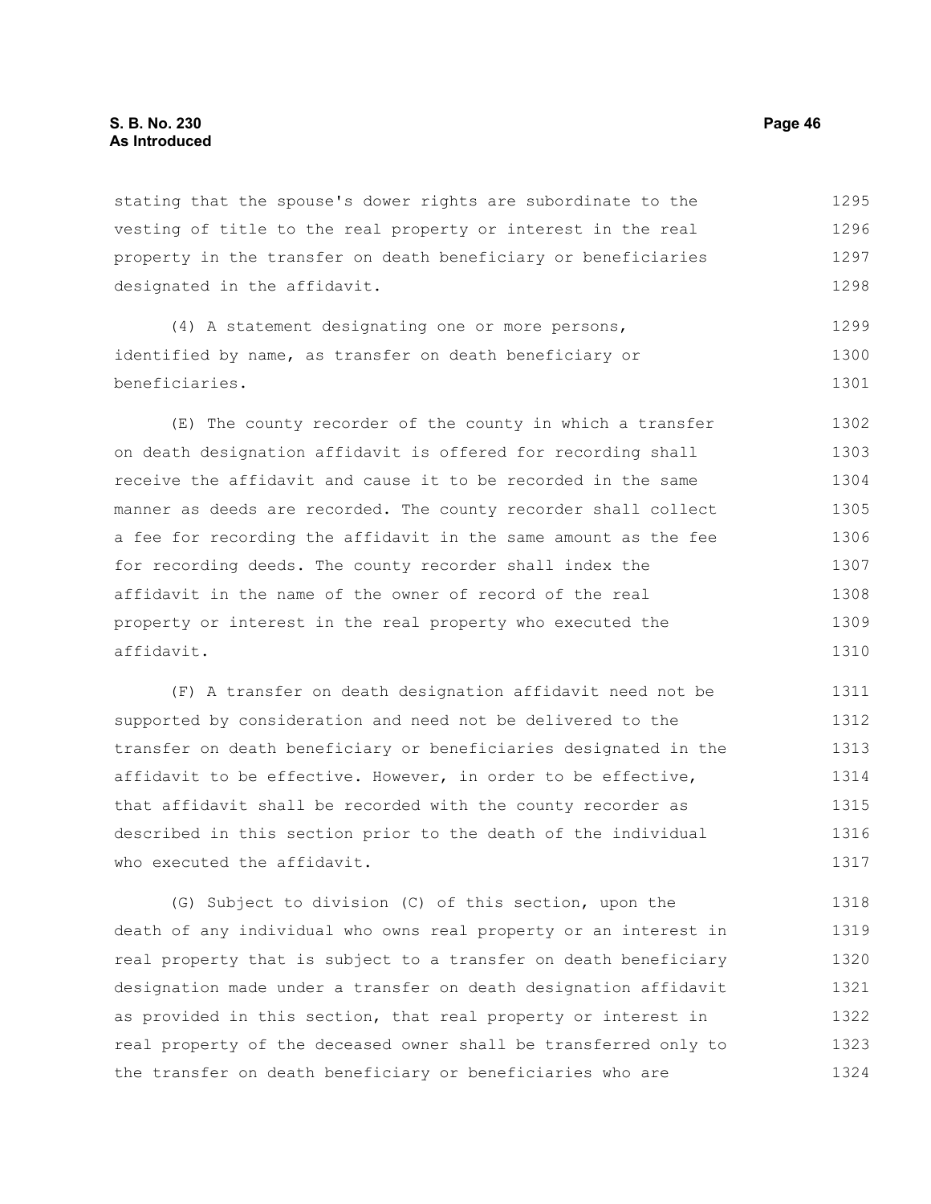stating that the spouse's dower rights are subordinate to the vesting of title to the real property or interest in the real property in the transfer on death beneficiary or beneficiaries designated in the affidavit.

(4) A statement designating one or more persons, identified by name, as transfer on death beneficiary or beneficiaries.

(E) The county recorder of the county in which a transfer on death designation affidavit is offered for recording shall receive the affidavit and cause it to be recorded in the same manner as deeds are recorded. The county recorder shall collect a fee for recording the affidavit in the same amount as the fee for recording deeds. The county recorder shall index the affidavit in the name of the owner of record of the real property or interest in the real property who executed the affidavit.

(F) A transfer on death designation affidavit need not be supported by consideration and need not be delivered to the transfer on death beneficiary or beneficiaries designated in the affidavit to be effective. However, in order to be effective, that affidavit shall be recorded with the county recorder as described in this section prior to the death of the individual who executed the affidavit.

(G) Subject to division (C) of this section, upon the death of any individual who owns real property or an interest in real property that is subject to a transfer on death beneficiary designation made under a transfer on death designation affidavit as provided in this section, that real property or interest in real property of the deceased owner shall be transferred only to the transfer on death beneficiary or beneficiaries who are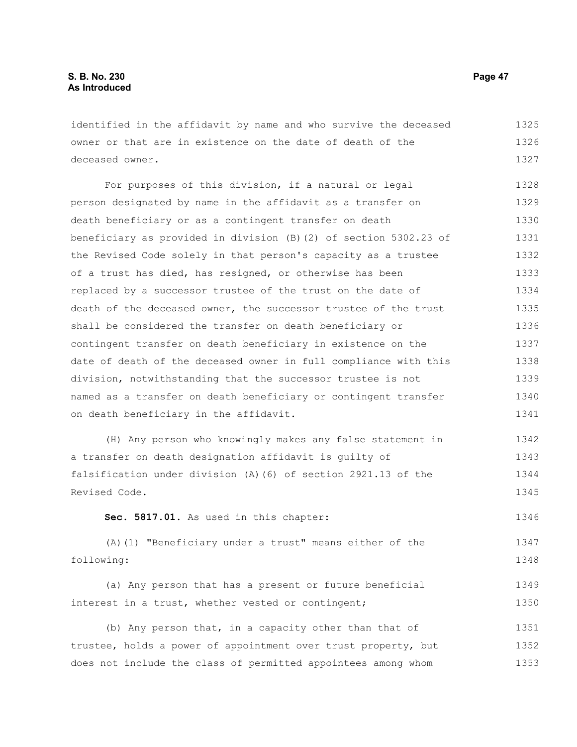identified in the affidavit by name and who survive the deceased owner or that are in existence on the date of death of the deceased owner.

For purposes of this division, if a natural or legal person designated by name in the affidavit as a transfer on death beneficiary or as a contingent transfer on death beneficiary as provided in division (B)(2) of section 5302.23 of the Revised Code solely in that person's capacity as a trustee of a trust has died, has resigned, or otherwise has been replaced by a successor trustee of the trust on the date of death of the deceased owner, the successor trustee of the trust shall be considered the transfer on death beneficiary or contingent transfer on death beneficiary in existence on the date of death of the deceased owner in full compliance with this division, notwithstanding that the successor trustee is not named as a transfer on death beneficiary or contingent transfer on death beneficiary in the affidavit.

(H) Any person who knowingly makes any false statement in a transfer on death designation affidavit is guilty of falsification under division (A)(6) of section 2921.13 of the Revised Code.

**Sec. 5817.01.** As used in this chapter:

(A)(1) "Beneficiary under a trust" means either of the following:

(a) Any person that has a present or future beneficial interest in a trust, whether vested or contingent;

(b) Any person that, in a capacity other than that of trustee, holds a power of appointment over trust property, but does not include the class of permitted appointees among whom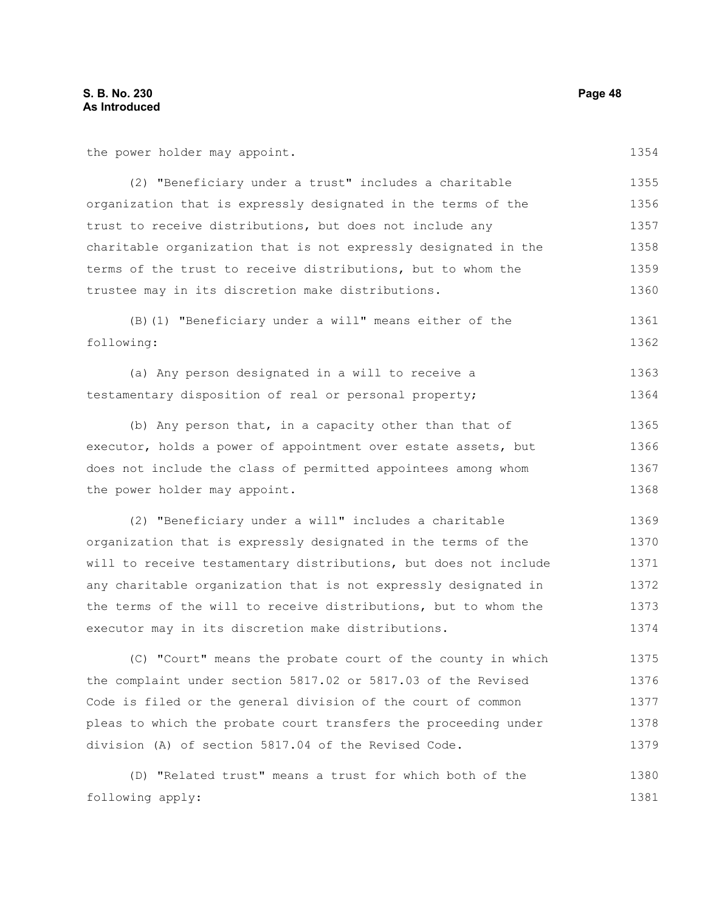the power holder may appoint.

(2) "Beneficiary under a trust" includes a charitable organization that is expressly designated in the terms of the trust to receive distributions, but does not include any charitable organization that is not expressly designated in the terms of the trust to receive distributions, but to whom the trustee may in its discretion make distributions.

(B)(1) "Beneficiary under a will" means either of the following:

(a) Any person designated in a will to receive a testamentary disposition of real or personal property;

(b) Any person that, in a capacity other than that of executor, holds a power of appointment over estate assets, but does not include the class of permitted appointees among whom the power holder may appoint.

(2) "Beneficiary under a will" includes a charitable organization that is expressly designated in the terms of the will to receive testamentary distributions, but does not include any charitable organization that is not expressly designated in the terms of the will to receive distributions, but to whom the executor may in its discretion make distributions.

(C) "Court" means the probate court of the county in which the complaint under section 5817.02 or 5817.03 of the Revised Code is filed or the general division of the court of common pleas to which the probate court transfers the proceeding under division (A) of section 5817.04 of the Revised Code.

(D) "Related trust" means a trust for which both of the following apply: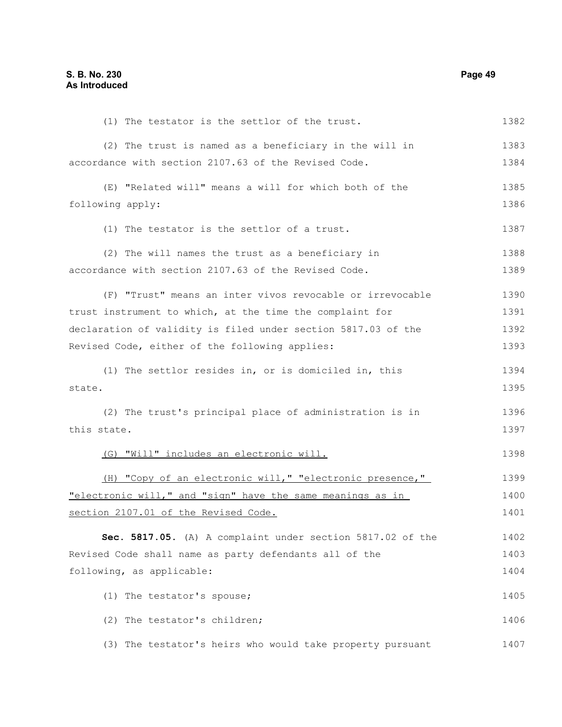(1) The testator is the settlor of the trust.

(2) The trust is named as a beneficiary in the will in accordance with section 2107.63 of the Revised Code.

(E) "Related will" means a will for which both of the following apply:

(1) The testator is the settlor of a trust.

(2) The will names the trust as a beneficiary in accordance with section 2107.63 of the Revised Code.

(F) "Trust" means an inter vivos revocable or irrevocable trust instrument to which, at the time the complaint for declaration of validity is filed under section 5817.03 of the Revised Code, either of the following applies:

(1) The settlor resides in, or is domiciled in, this state.

(2) The trust's principal place of administration is in this state.

<u>(G) "Will" includes an electronic will.</u>

<u>(H) "Copy of an electronic will," "electronic presence," "electronic will," and "sign" have the same meanings as in section 2107.01 of the Revised Code.</u>

**Sec. 5817.05.** (A) A complaint under section 5817.02 of the Revised Code shall name as party defendants all of the following, as applicable:

(1) The testator's spouse;

(2) The testator's children;

(3) The testator's heirs who would take property pursuant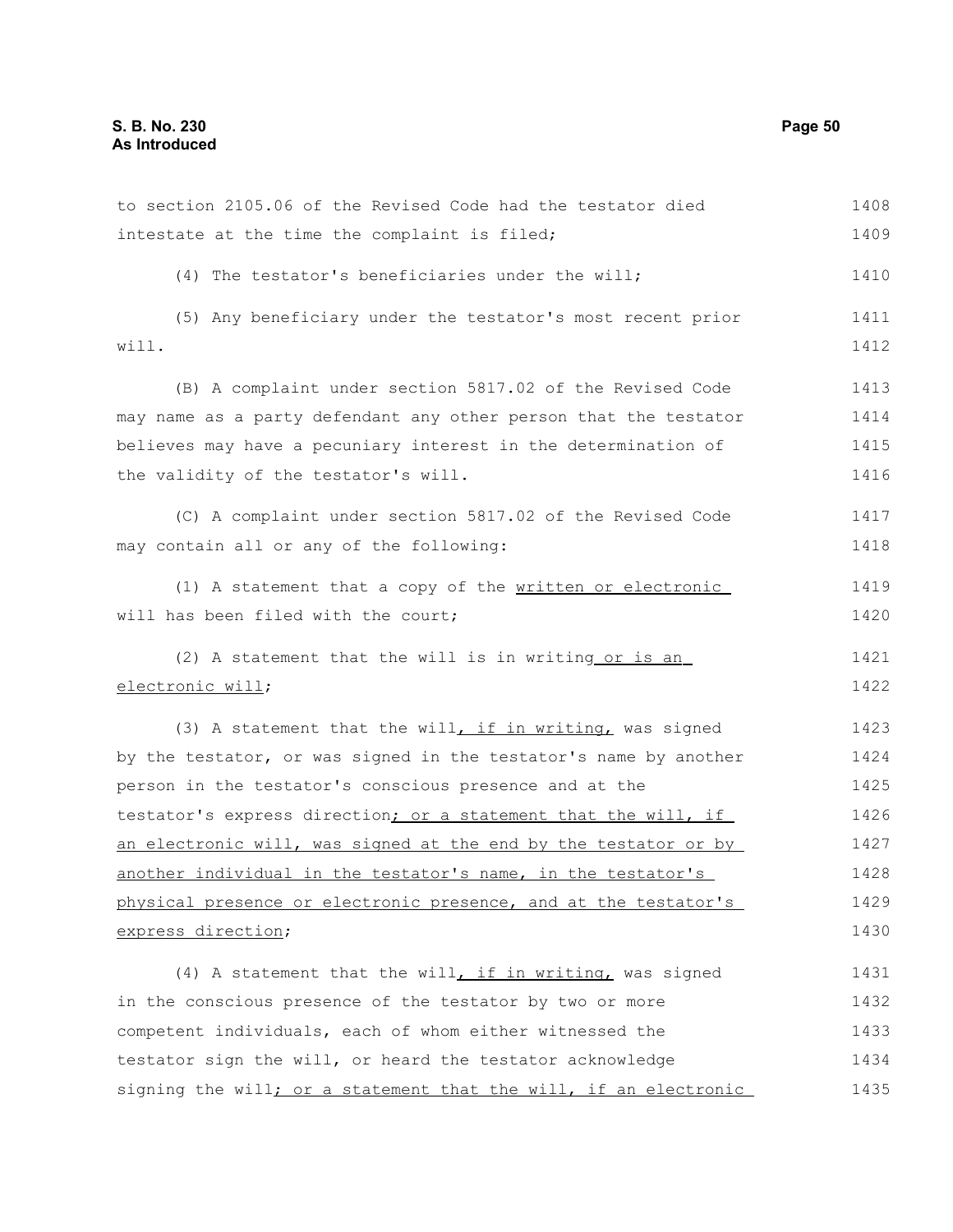to section 2105.06 of the Revised Code had the testator died intestate at the time the complaint is filed;

(4) The testator's beneficiaries under the will;

(5) Any beneficiary under the testator's most recent prior will.

(B) A complaint under section 5817.02 of the Revised Code may name as a party defendant any other person that the testator believes may have a pecuniary interest in the determination of the validity of the testator's will.

(C) A complaint under section 5817.02 of the Revised Code may contain all or any of the following:

(1) A statement that a copy of the written or electronic will has been filed with the court;

(2) A statement that the will is in writing or is an electronic will;

(3) A statement that the will, if in writing, was signed by the testator, or was signed in the testator's name by another person in the testator's conscious presence and at the testator's express direction; or a statement that the will, if an electronic will, was signed at the end by the testator or by another individual in the testator's name, in the testator's physical presence or electronic presence, and at the testator's express direction;

(4) A statement that the will, if in writing, was signed in the conscious presence of the testator by two or more competent individuals, each of whom either witnessed the testator sign the will, or heard the testator acknowledge signing the will; or a statement that the will, if an electronic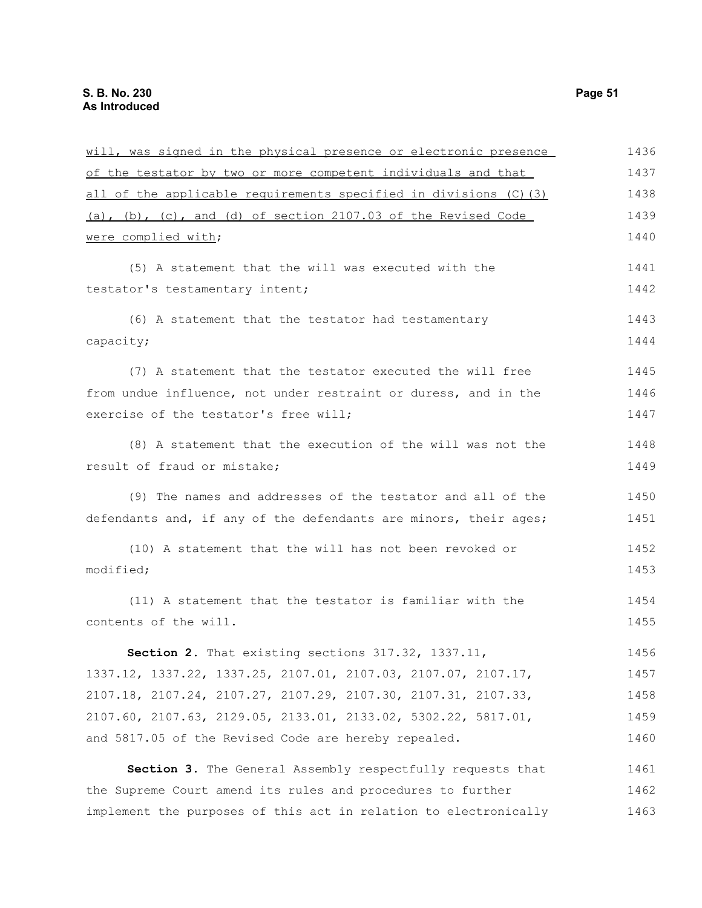will, was signed in the physical presence or electronic presence of the testator by two or more competent individuals and that all of the applicable requirements specified in divisions (C)(3)(a), (b), (c), and (d) of section 2107.03 of the Revised Code were complied with;

(5) A statement that the will was executed with the testator's testamentary intent;

(6) A statement that the testator had testamentary capacity;

(7) A statement that the testator executed the will free from undue influence, not under restraint or duress, and in the exercise of the testator's free will;

(8) A statement that the execution of the will was not the result of fraud or mistake;

(9) The names and addresses of the testator and all of the defendants and, if any of the defendants are minors, their ages;

(10) A statement that the will has not been revoked or modified;

(11) A statement that the testator is familiar with the contents of the will.

**Section 2.** That existing sections 317.32, 1337.11, 1337.12, 1337.22, 1337.25, 2107.01, 2107.03, 2107.07, 2107.17, 2107.18, 2107.24, 2107.27, 2107.29, 2107.30, 2107.31, 2107.33, 2107.60, 2107.63, 2129.05, 2133.01, 2133.02, 5302.22, 5817.01, and 5817.05 of the Revised Code are hereby repealed.

**Section 3.** The General Assembly respectfully requests that the Supreme Court amend its rules and procedures to further implement the purposes of this act in relation to electronically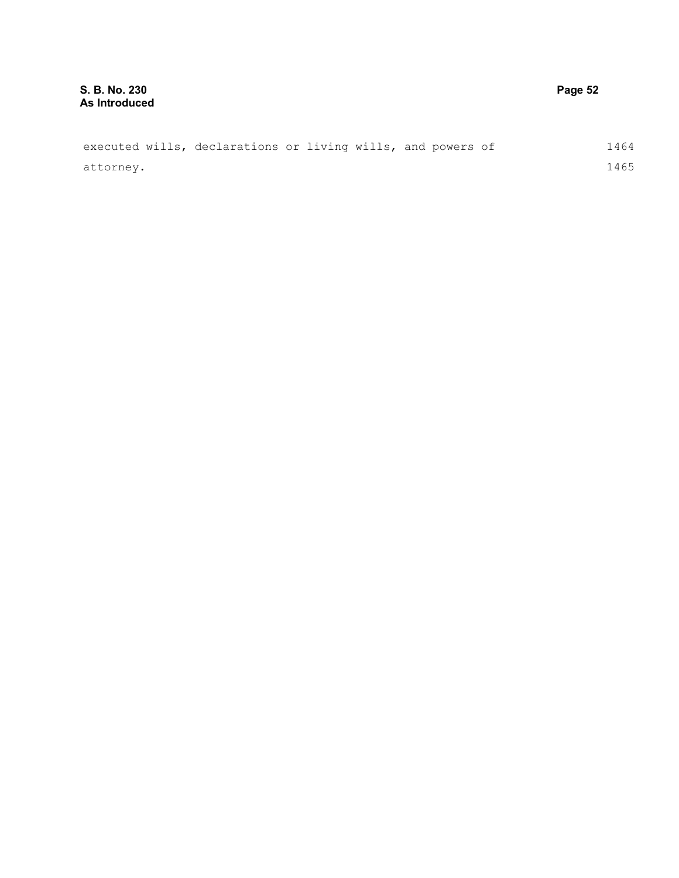executed wills, declarations or living wills, and powers of attorney.